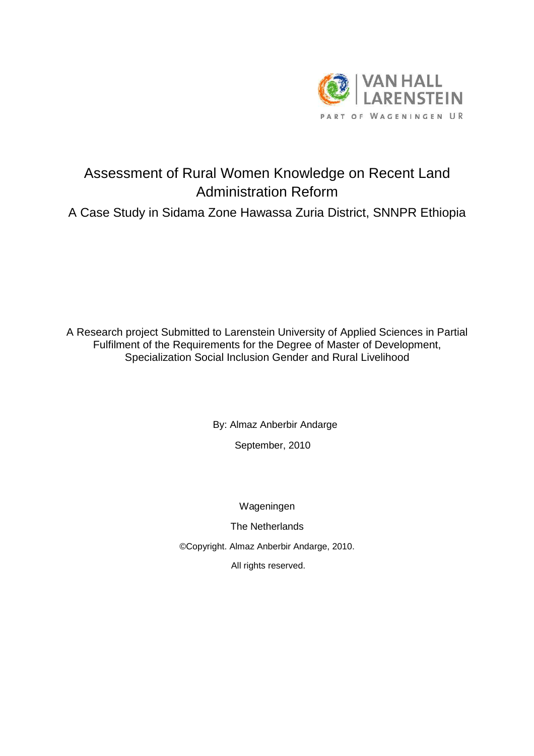VAN HALL LARENSTEIN

PART OF WAGENINGEN UR

# Assessment of Rural Women Knowledge on Recent Land Administration Reform

## A Case Study in Sidama Zone Hawassa Zuria District, SNNPR Ethiopia

A Research project Submitted to Larenstein University of Applied Sciences in Partial Fulfilment of the Requirements for the Degree of Master of Development, Specialization Social Inclusion Gender and Rural Livelihood

By: Almaz Anberbir Andarge

September, 2010

Wageningen

The Netherlands

©Copyright. Almaz Anberbir Andarge, 2010.

All rights reserved.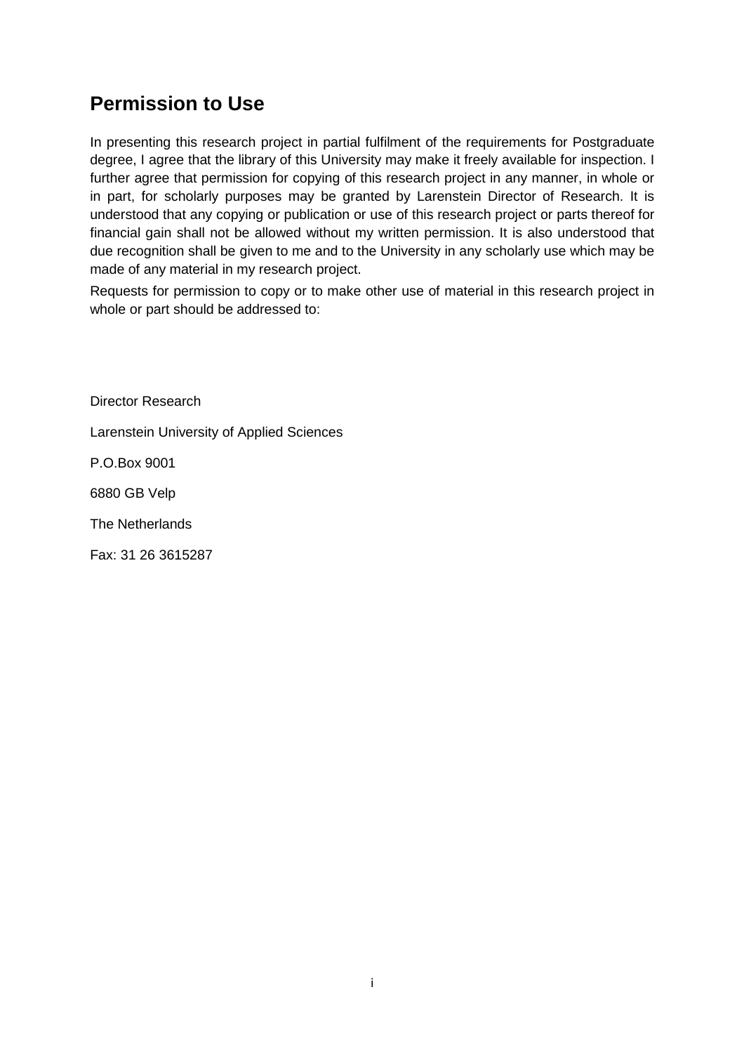## Permission to Use

In presenting this research project in partial fulfilment of the requirements for Postgraduate degree, I agree that the library of this University may make it freely available for inspection. I further agree that permission for copying of this research project in any manner, in whole or in part, for scholarly purposes may be granted by Larenstein Director of Research. It is understood that any copying or publication or use of this research project or parts thereof for financial gain shall not be allowed without my written permission. It is also understood that due recognition shall be given to me and to the University in any scholarly use which may be made of any material in my research project.

Requests for permission to copy or to make other use of material in this research project in whole or part should be addressed to:

Director Research

Larenstein University of Applied Sciences

P.O.Box 9001

6880 GB Velp

The Netherlands

Fax: 31 26 3615287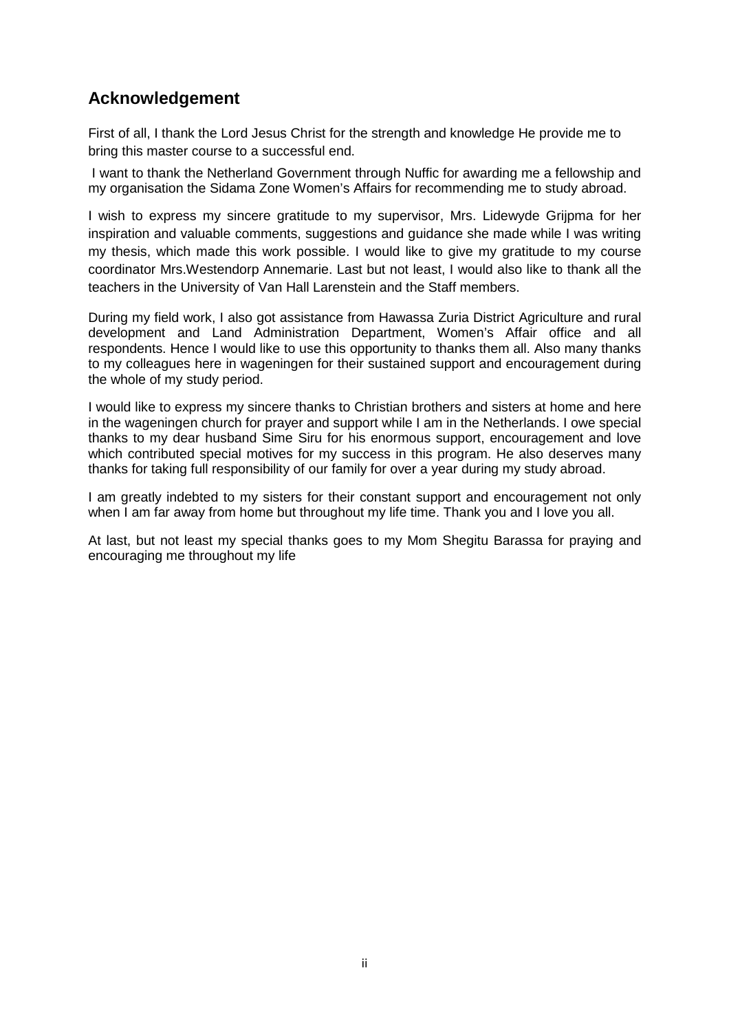## Acknowledgement

First of all, I thank the Lord Jesus Christ for the strength and knowledge He provide me to bring this master course to a successful end.

I want to thank the Netherland Government through Nuffic for awarding me a fellowship and my organisation the Sidama Zone Women's Affairs for recommending me to study abroad.

I wish to express my sincere gratitude to my supervisor, Mrs. Lidewyde Grijpma for her inspiration and valuable comments, suggestions and guidance she made while I was writing my thesis, which made this work possible. I would like to give my gratitude to my course coordinator Mrs.Westendorp Annemarie. Last but not least, I would also like to thank all the teachers in the University of Van Hall Larenstein and the Staff members.

During my field work, I also got assistance from Hawassa Zuria District Agriculture and rural development and Land Administration Department, Women's Affair office and all respondents. Hence I would like to use this opportunity to thanks them all. Also many thanks to my colleagues here in wageningen for their sustained support and encouragement during the whole of my study period.

I would like to express my sincere thanks to Christian brothers and sisters at home and here in the wageningen church for prayer and support while I am in the Netherlands. I owe special thanks to my dear husband Sime Siru for his enormous support, encouragement and love which contributed special motives for my success in this program. He also deserves many thanks for taking full responsibility of our family for over a year during my study abroad.

I am greatly indebted to my sisters for their constant support and encouragement not only when I am far away from home but throughout my life time. Thank you and I love you all.

At last, but not least my special thanks goes to my Mom Shegitu Barassa for praying and encouraging me throughout my life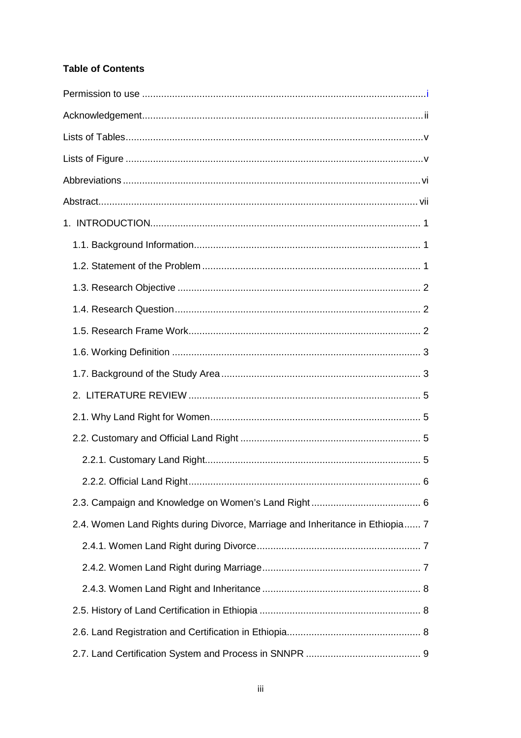**Table of Contents**

Permission to use ....... i

Acknowledgement ....... ii

Lists of Tables ....... v

Lists of Figure ....... v

Abbreviations ....... vi

Abstract ....... vii

1. INTRODUCTION ....... 1
   - 1.1. Background Information ....... 1
   - 1.2. Statement of the Problem ....... 1
   - 1.3. Research Objective ....... 2
   - 1.4. Research Question ....... 2
   - 1.5. Research Frame Work ....... 2
   - 1.6. Working Definition ....... 3
   - 1.7. Background of the Study Area ....... 3

2. LITERATURE REVIEW ....... 5
   - 2.1. Why Land Right for Women ....... 5
   - 2.2. Customary and Official Land Right ....... 5
     - 2.2.1. Customary Land Right ....... 5
     - 2.2.2. Official Land Right ....... 6
   - 2.3. Campaign and Knowledge on Women's Land Right ....... 6
   - 2.4. Women Land Rights during Divorce, Marriage and Inheritance in Ethiopia ....... 7
     - 2.4.1. Women Land Right during Divorce ....... 7
     - 2.4.2. Women Land Right during Marriage ....... 7
     - 2.4.3. Women Land Right and Inheritance ....... 8
   - 2.5. History of Land Certification in Ethiopia ....... 8
   - 2.6. Land Registration and Certification in Ethiopia ....... 8
   - 2.7. Land Certification System and Process in SNNPR ....... 9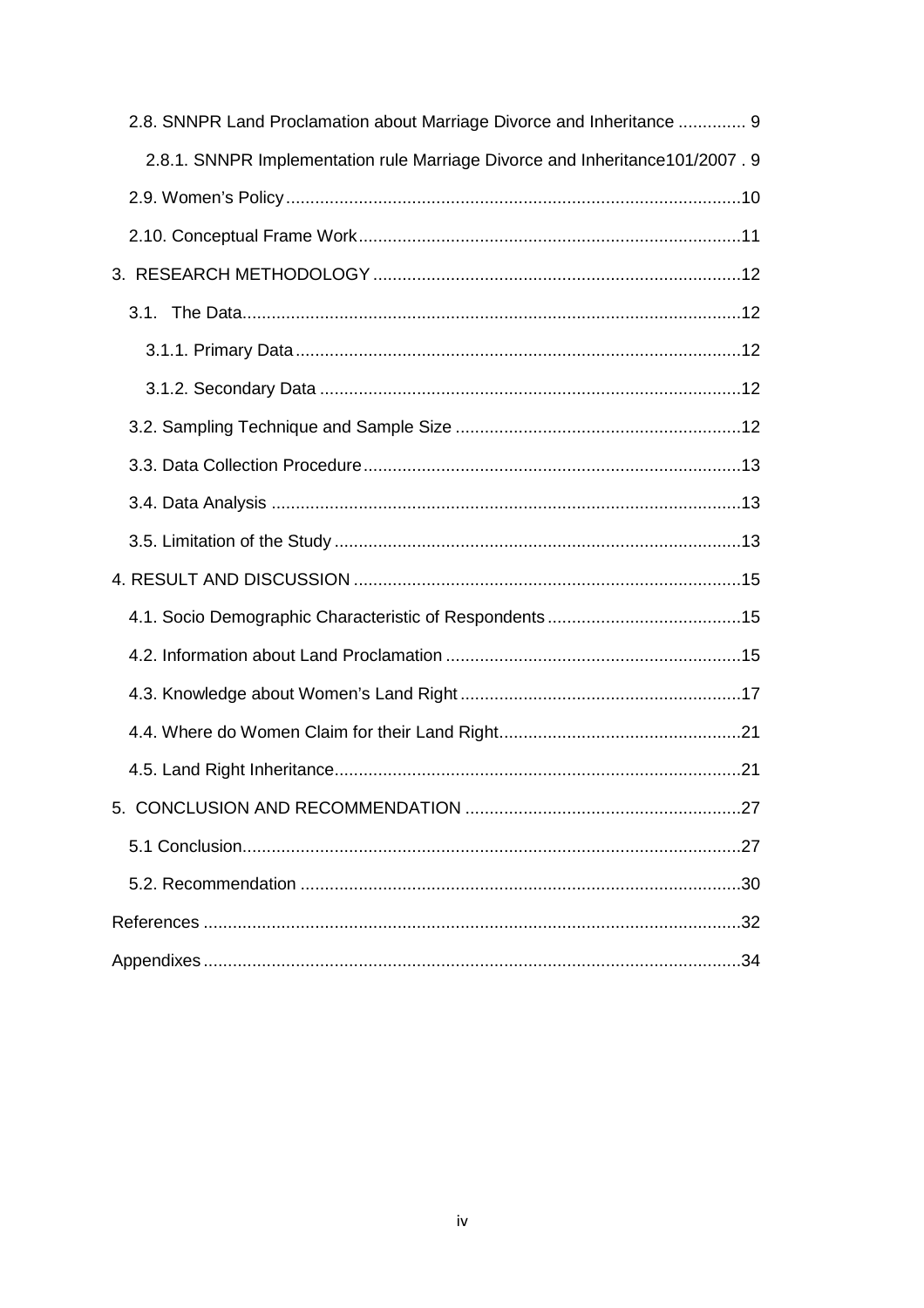2.8. SNNPR Land Proclamation about Marriage Divorce and Inheritance .............. 9

2.8.1. SNNPR Implementation rule Marriage Divorce and Inheritance101/2007 . 9

2.9. Women's Policy .......................................................................................... 10

2.10. Conceptual Frame Work .......................................................................... 11

3. RESEARCH METHODOLOGY .......................................................................... 12

3.1. The Data ..................................................................................................... 12

3.1.1. Primary Data ........................................................................................... 12

3.1.2. Secondary Data ...................................................................................... 12

3.2. Sampling Technique and Sample Size ......................................................... 12

3.3. Data Collection Procedure ............................................................................ 13

3.4. Data Analysis ............................................................................................... 13

3.5. Limitation of the Study .................................................................................. 13

4. RESULT AND DISCUSSION ............................................................................... 15

4.1. Socio Demographic Characteristic of Respondents ....................................... 15

4.2. Information about Land Proclamation ........................................................... 15

4.3. Knowledge about Women's Land Right ......................................................... 17

4.4. Where do Women Claim for their Land Right ................................................. 21

4.5. Land Right Inheritance .................................................................................. 21

5. CONCLUSION AND RECOMMENDATION ........................................................ 27

5.1 Conclusion ..................................................................................................... 27

5.2. Recommendation .......................................................................................... 30

References ............................................................................................................. 32

Appendixes ............................................................................................................ 34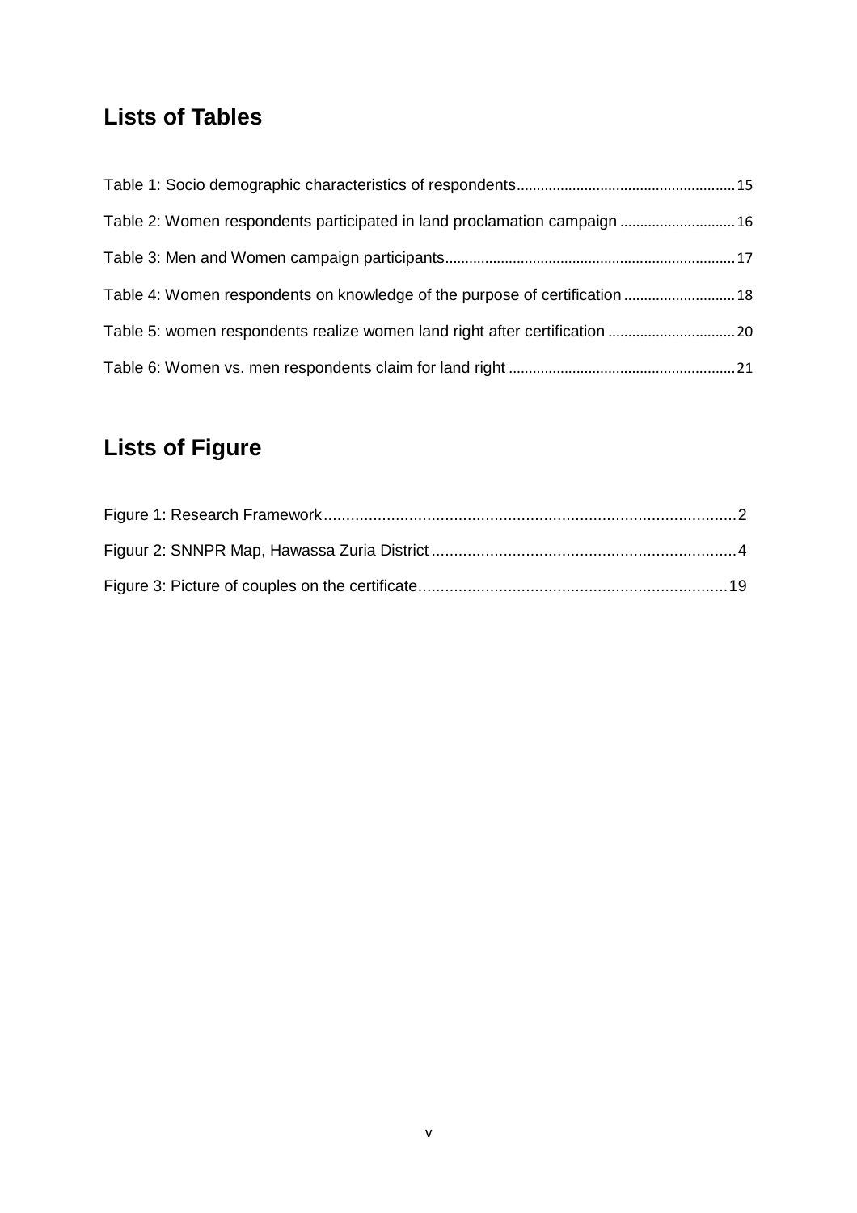## Lists of Tables

Table 1: Socio demographic characteristics of respondents....................................................15

Table 2: Women respondents participated in land proclamation campaign ............................16

Table 3: Men and Women campaign participants.......................................................................17

Table 4: Women respondents on knowledge of the purpose of certification ............................18

Table 5: women respondents realize women land right after certification ...............................20

Table 6: Women vs. men respondents claim for land right .........................................................21

## Lists of Figure

Figure 1: Research Framework..........................................................................................2

Figuur 2: SNNPR Map, Hawassa Zuria District ...................................................................4

Figure 3: Picture of couples on the certificate...................................................................19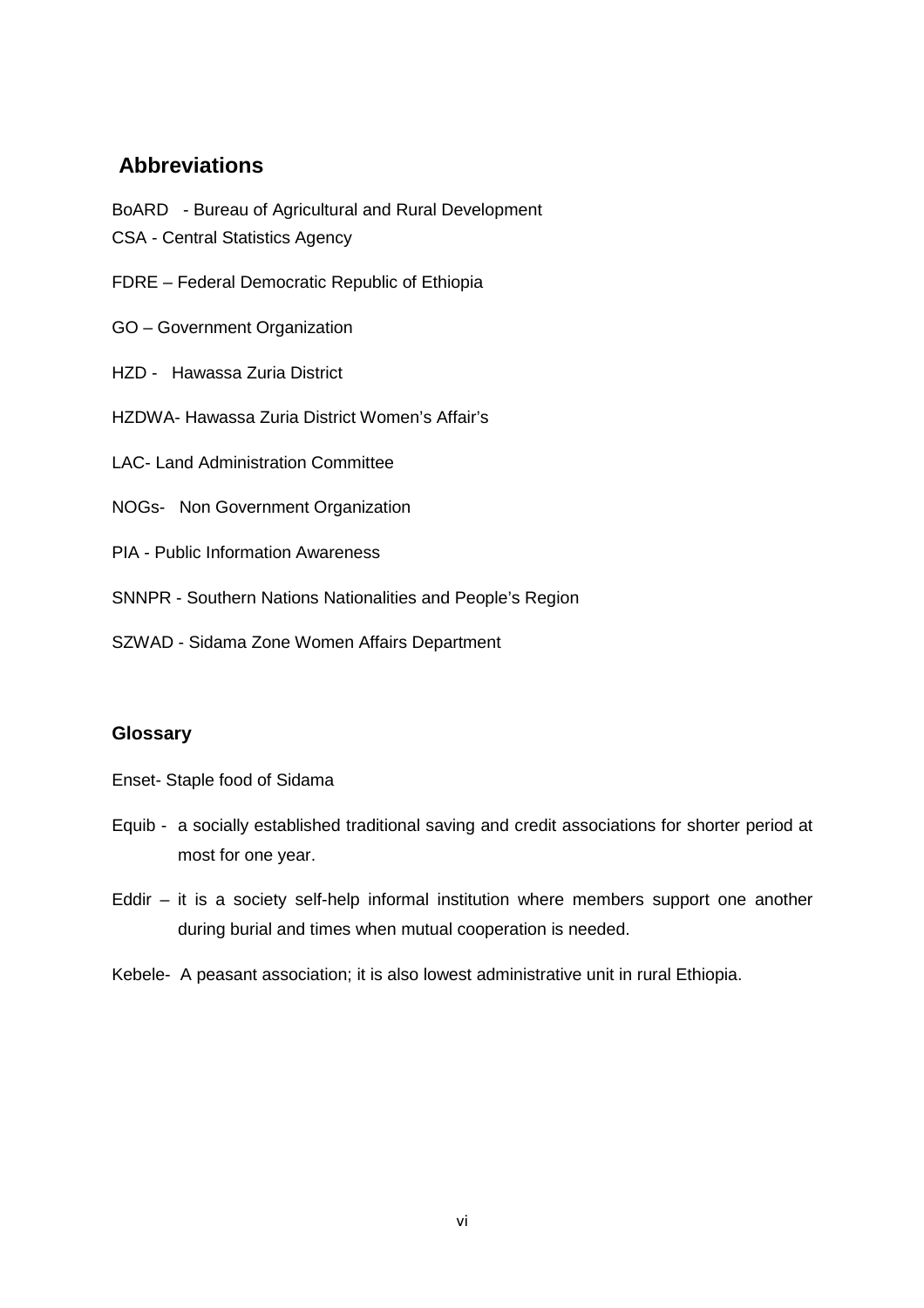## Abbreviations

BoARD - Bureau of Agricultural and Rural Development
CSA - Central Statistics Agency

FDRE – Federal Democratic Republic of Ethiopia

GO – Government Organization

HZD - Hawassa Zuria District

HZDWA- Hawassa Zuria District Women's Affair's

LAC- Land Administration Committee

NOGs- Non Government Organization

PIA - Public Information Awareness

SNNPR - Southern Nations Nationalities and People's Region

SZWAD - Sidama Zone Women Affairs Department

### Glossary

Enset- Staple food of Sidama

Equib - a socially established traditional saving and credit associations for shorter period at most for one year.

Eddir – it is a society self-help informal institution where members support one another during burial and times when mutual cooperation is needed.

Kebele- A peasant association; it is also lowest administrative unit in rural Ethiopia.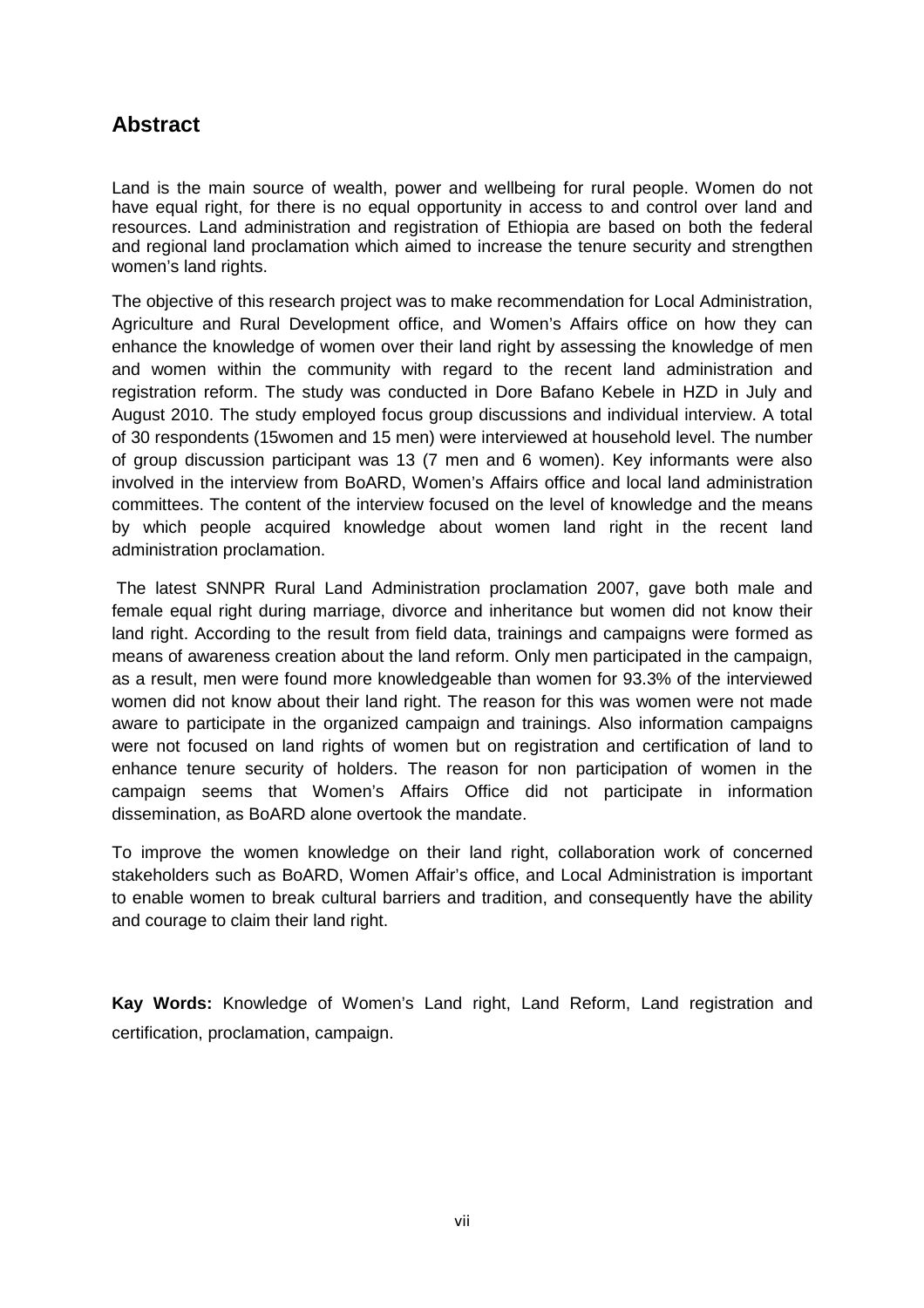## Abstract

Land is the main source of wealth, power and wellbeing for rural people. Women do not have equal right, for there is no equal opportunity in access to and control over land and resources. Land administration and registration of Ethiopia are based on both the federal and regional land proclamation which aimed to increase the tenure security and strengthen women's land rights.

The objective of this research project was to make recommendation for Local Administration, Agriculture and Rural Development office, and Women's Affairs office on how they can enhance the knowledge of women over their land right by assessing the knowledge of men and women within the community with regard to the recent land administration and registration reform. The study was conducted in Dore Bafano Kebele in HZD in July and August 2010. The study employed focus group discussions and individual interview. A total of 30 respondents (15women and 15 men) were interviewed at household level. The number of group discussion participant was 13 (7 men and 6 women). Key informants were also involved in the interview from BoARD, Women's Affairs office and local land administration committees. The content of the interview focused on the level of knowledge and the means by which people acquired knowledge about women land right in the recent land administration proclamation.

The latest SNNPR Rural Land Administration proclamation 2007, gave both male and female equal right during marriage, divorce and inheritance but women did not know their land right. According to the result from field data, trainings and campaigns were formed as means of awareness creation about the land reform. Only men participated in the campaign, as a result, men were found more knowledgeable than women for 93.3% of the interviewed women did not know about their land right. The reason for this was women were not made aware to participate in the organized campaign and trainings. Also information campaigns were not focused on land rights of women but on registration and certification of land to enhance tenure security of holders. The reason for non participation of women in the campaign seems that Women's Affairs Office did not participate in information dissemination, as BoARD alone overtook the mandate.

To improve the women knowledge on their land right, collaboration work of concerned stakeholders such as BoARD, Women Affair's office, and Local Administration is important to enable women to break cultural barriers and tradition, and consequently have the ability and courage to claim their land right.

**Kay Words:** Knowledge of Women's Land right, Land Reform, Land registration and certification, proclamation, campaign.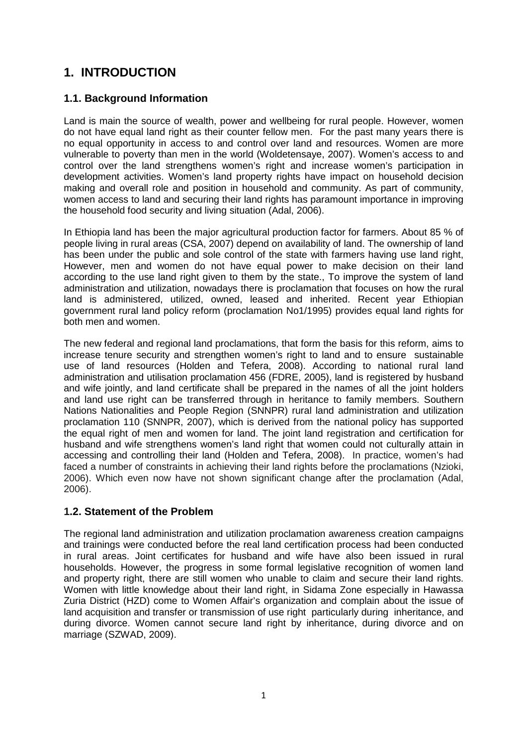# 1. INTRODUCTION

## 1.1. Background Information

Land is main the source of wealth, power and wellbeing for rural people. However, women do not have equal land right as their counter fellow men. For the past many years there is no equal opportunity in access to and control over land and resources. Women are more vulnerable to poverty than men in the world (Woldetensaye, 2007). Women's access to and control over the land strengthens women's right and increase women's participation in development activities. Women's land property rights have impact on household decision making and overall role and position in household and community. As part of community, women access to land and securing their land rights has paramount importance in improving the household food security and living situation (Adal, 2006).

In Ethiopia land has been the major agricultural production factor for farmers. About 85 % of people living in rural areas (CSA, 2007) depend on availability of land. The ownership of land has been under the public and sole control of the state with farmers having use land right, However, men and women do not have equal power to make decision on their land according to the use land right given to them by the state., To improve the system of land administration and utilization, nowadays there is proclamation that focuses on how the rural land is administered, utilized, owned, leased and inherited. Recent year Ethiopian government rural land policy reform (proclamation No1/1995) provides equal land rights for both men and women.

The new federal and regional land proclamations, that form the basis for this reform, aims to increase tenure security and strengthen women's right to land and to ensure sustainable use of land resources (Holden and Tefera, 2008). According to national rural land administration and utilisation proclamation 456 (FDRE, 2005), land is registered by husband and wife jointly, and land certificate shall be prepared in the names of all the joint holders and land use right can be transferred through in heritance to family members. Southern Nations Nationalities and People Region (SNNPR) rural land administration and utilization proclamation 110 (SNNPR, 2007), which is derived from the national policy has supported the equal right of men and women for land. The joint land registration and certification for husband and wife strengthens women's land right that women could not culturally attain in accessing and controlling their land (Holden and Tefera, 2008). In practice, women's had faced a number of constraints in achieving their land rights before the proclamations (Nzioki, 2006). Which even now have not shown significant change after the proclamation (Adal, 2006).

## 1.2. Statement of the Problem

The regional land administration and utilization proclamation awareness creation campaigns and trainings were conducted before the real land certification process had been conducted in rural areas. Joint certificates for husband and wife have also been issued in rural households. However, the progress in some formal legislative recognition of women land and property right, there are still women who unable to claim and secure their land rights. Women with little knowledge about their land right, in Sidama Zone especially in Hawassa Zuria District (HZD) come to Women Affair's organization and complain about the issue of land acquisition and transfer or transmission of use right particularly during inheritance, and during divorce. Women cannot secure land right by inheritance, during divorce and on marriage (SZWAD, 2009).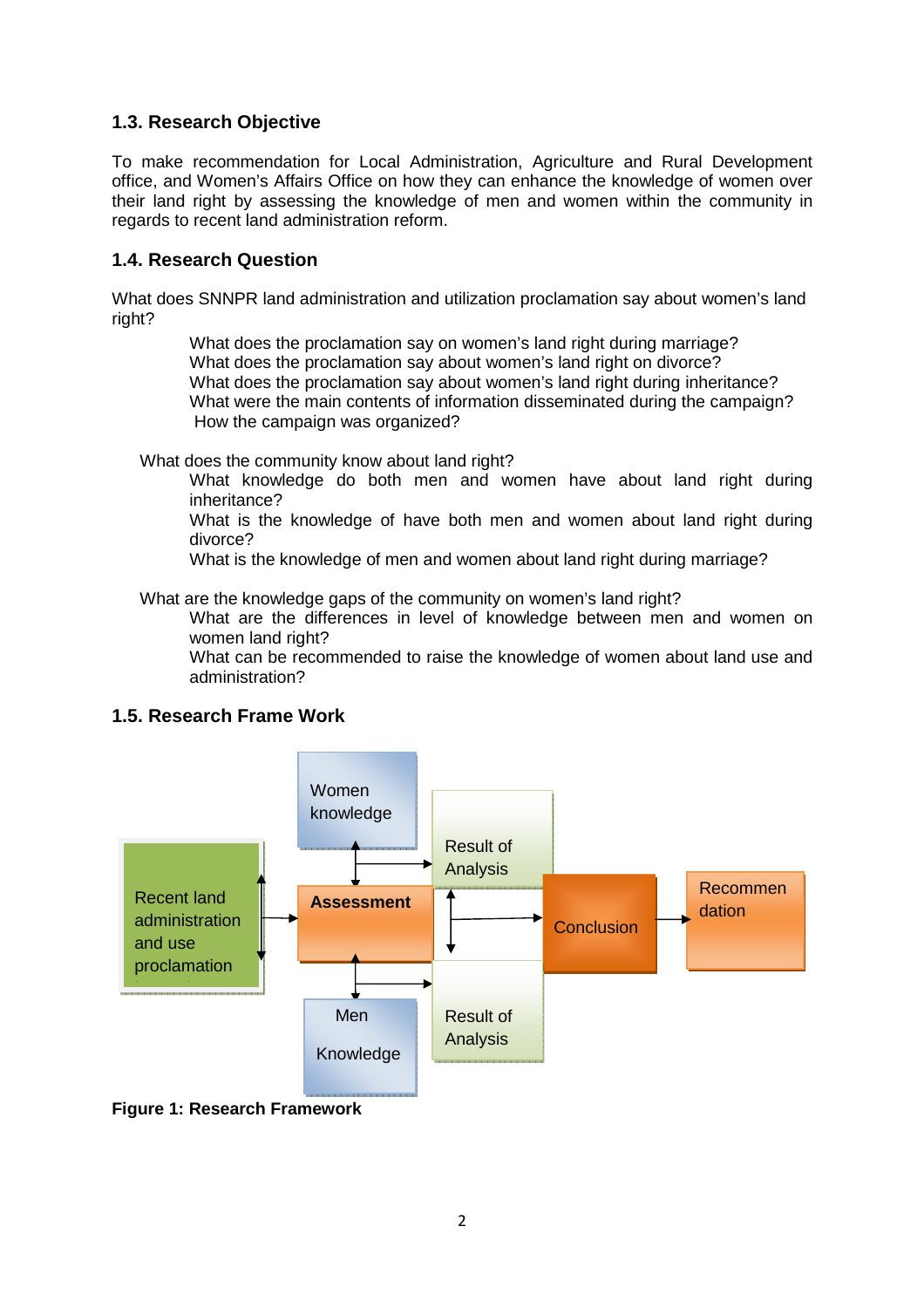### 1.3. Research Objective

To make recommendation for Local Administration, Agriculture and Rural Development office, and Women's Affairs Office on how they can enhance the knowledge of women over their land right by assessing the knowledge of men and women within the community in regards to recent land administration reform.

### 1.4. Research Question

What does SNNPR land administration and utilization proclamation say about women's land right?

- What does the proclamation say on women's land right during marriage?
- What does the proclamation say about women's land right on divorce?
- What does the proclamation say about women's land right during inheritance?
- What were the main contents of information disseminated during the campaign?
- How the campaign was organized?

What does the community know about land right?

- What knowledge do both men and women have about land right during inheritance?
- What is the knowledge of have both men and women about land right during divorce?
- What is the knowledge of men and women about land right during marriage?

What are the knowledge gaps of the community on women's land right?

- What are the differences in level of knowledge between men and women on women land right?
- What can be recommended to raise the knowledge of women about land use and administration?

### 1.5. Research Frame Work

Recent land administration and use proclamation → Assessment

Women knowledge → Result of Analysis

Men Knowledge → Result of Analysis

Result of Analysis → Conclusion → Recommendation

**Figure 1: Research Framework**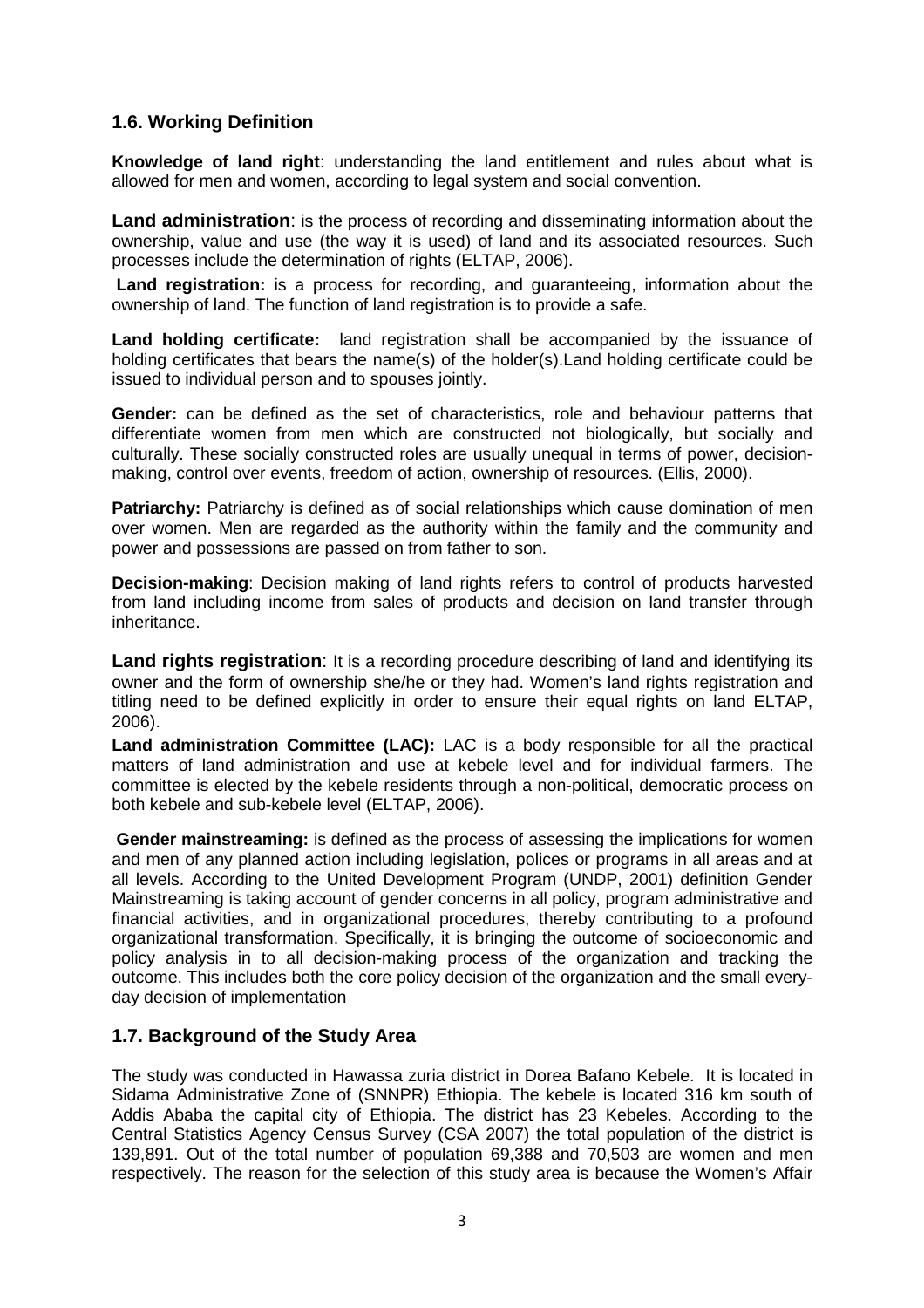## 1.6. Working Definition

**Knowledge of land right**: understanding the land entitlement and rules about what is allowed for men and women, according to legal system and social convention.

**Land administration**: is the process of recording and disseminating information about the ownership, value and use (the way it is used) of land and its associated resources. Such processes include the determination of rights (ELTAP, 2006).

**Land registration:** is a process for recording, and guaranteeing, information about the ownership of land. The function of land registration is to provide a safe.

**Land holding certificate:** land registration shall be accompanied by the issuance of holding certificates that bears the name(s) of the holder(s).Land holding certificate could be issued to individual person and to spouses jointly.

**Gender:** can be defined as the set of characteristics, role and behaviour patterns that differentiate women from men which are constructed not biologically, but socially and culturally. These socially constructed roles are usually unequal in terms of power, decision-making, control over events, freedom of action, ownership of resources. (Ellis, 2000).

**Patriarchy:** Patriarchy is defined as of social relationships which cause domination of men over women. Men are regarded as the authority within the family and the community and power and possessions are passed on from father to son.

**Decision-making**: Decision making of land rights refers to control of products harvested from land including income from sales of products and decision on land transfer through inheritance.

**Land rights registration**: It is a recording procedure describing of land and identifying its owner and the form of ownership she/he or they had. Women's land rights registration and titling need to be defined explicitly in order to ensure their equal rights on land ELTAP, 2006).

**Land administration Committee (LAC):** LAC is a body responsible for all the practical matters of land administration and use at kebele level and for individual farmers. The committee is elected by the kebele residents through a non-political, democratic process on both kebele and sub-kebele level (ELTAP, 2006).

**Gender mainstreaming:** is defined as the process of assessing the implications for women and men of any planned action including legislation, polices or programs in all areas and at all levels. According to the United Development Program (UNDP, 2001) definition Gender Mainstreaming is taking account of gender concerns in all policy, program administrative and financial activities, and in organizational procedures, thereby contributing to a profound organizational transformation. Specifically, it is bringing the outcome of socioeconomic and policy analysis in to all decision-making process of the organization and tracking the outcome. This includes both the core policy decision of the organization and the small every-day decision of implementation

## 1.7. Background of the Study Area

The study was conducted in Hawassa zuria district in Dorea Bafano Kebele. It is located in Sidama Administrative Zone of (SNNPR) Ethiopia. The kebele is located 316 km south of Addis Ababa the capital city of Ethiopia. The district has 23 Kebeles. According to the Central Statistics Agency Census Survey (CSA 2007) the total population of the district is 139,891. Out of the total number of population 69,388 and 70,503 are women and men respectively. The reason for the selection of this study area is because the Women's Affair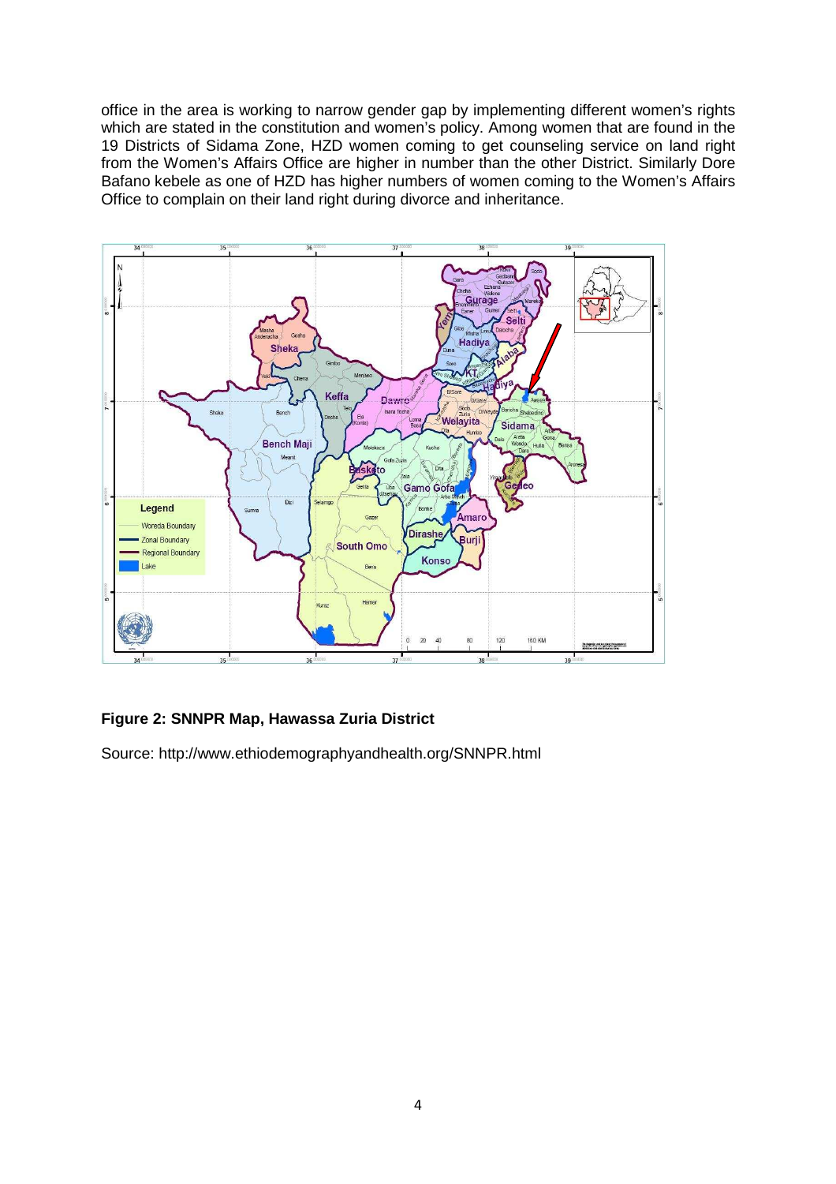office in the area is working to narrow gender gap by implementing different women's rights which are stated in the constitution and women's policy. Among women that are found in the 19 Districts of Sidama Zone, HZD women coming to get counseling service on land right from the Women's Affairs Office are higher in number than the other District. Similarly Dore Bafano kebele as one of HZD has higher numbers of women coming to the Women's Affairs Office to complain on their land right during divorce and inheritance.

**Figure 2: SNNPR Map, Hawassa Zuria District**

Source: http://www.ethiodemographyandhealth.org/SNNPR.html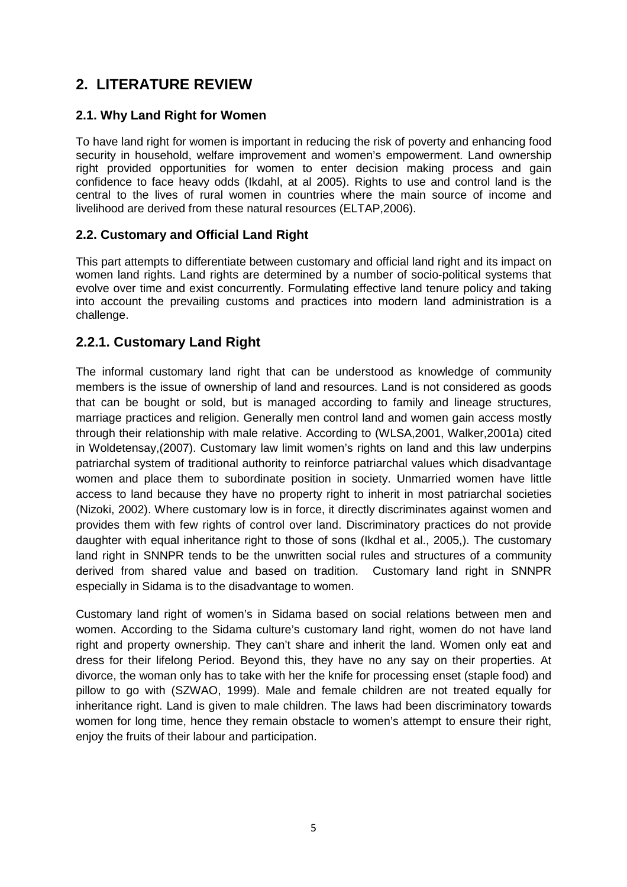## 2. LITERATURE REVIEW

### 2.1. Why Land Right for Women

To have land right for women is important in reducing the risk of poverty and enhancing food security in household, welfare improvement and women's empowerment. Land ownership right provided opportunities for women to enter decision making process and gain confidence to face heavy odds (Ikdahl, at al 2005). Rights to use and control land is the central to the lives of rural women in countries where the main source of income and livelihood are derived from these natural resources (ELTAP,2006).

### 2.2. Customary and Official Land Right

This part attempts to differentiate between customary and official land right and its impact on women land rights. Land rights are determined by a number of socio-political systems that evolve over time and exist concurrently. Formulating effective land tenure policy and taking into account the prevailing customs and practices into modern land administration is a challenge.

### 2.2.1. Customary Land Right

The informal customary land right that can be understood as knowledge of community members is the issue of ownership of land and resources. Land is not considered as goods that can be bought or sold, but is managed according to family and lineage structures, marriage practices and religion. Generally men control land and women gain access mostly through their relationship with male relative. According to (WLSA,2001, Walker,2001a) cited in Woldetensay,(2007). Customary law limit women's rights on land and this law underpins patriarchal system of traditional authority to reinforce patriarchal values which disadvantage women and place them to subordinate position in society. Unmarried women have little access to land because they have no property right to inherit in most patriarchal societies (Nizoki, 2002). Where customary low is in force, it directly discriminates against women and provides them with few rights of control over land. Discriminatory practices do not provide daughter with equal inheritance right to those of sons (Ikdhal et al., 2005,). The customary land right in SNNPR tends to be the unwritten social rules and structures of a community derived from shared value and based on tradition. Customary land right in SNNPR especially in Sidama is to the disadvantage to women.

Customary land right of women's in Sidama based on social relations between men and women. According to the Sidama culture's customary land right, women do not have land right and property ownership. They can't share and inherit the land. Women only eat and dress for their lifelong Period. Beyond this, they have no any say on their properties. At divorce, the woman only has to take with her the knife for processing enset (staple food) and pillow to go with (SZWAO, 1999). Male and female children are not treated equally for inheritance right. Land is given to male children. The laws had been discriminatory towards women for long time, hence they remain obstacle to women's attempt to ensure their right, enjoy the fruits of their labour and participation.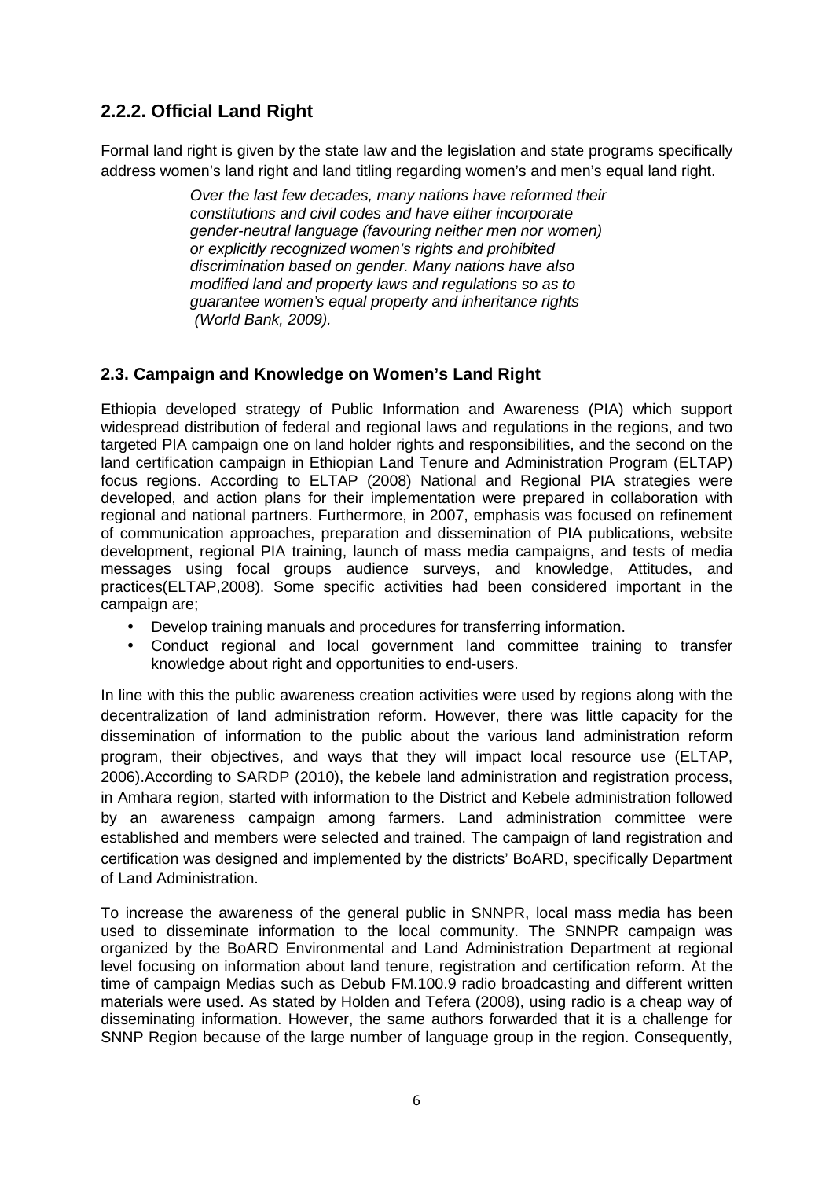### 2.2.2. Official Land Right

Formal land right is given by the state law and the legislation and state programs specifically address women's land right and land titling regarding women's and men's equal land right.

> *Over the last few decades, many nations have reformed their constitutions and civil codes and have either incorporate gender-neutral language (favouring neither men nor women) or explicitly recognized women's rights and prohibited discrimination based on gender. Many nations have also modified land and property laws and regulations so as to guarantee women's equal property and inheritance rights (World Bank, 2009).*

## 2.3. Campaign and Knowledge on Women's Land Right

Ethiopia developed strategy of Public Information and Awareness (PIA) which support widespread distribution of federal and regional laws and regulations in the regions, and two targeted PIA campaign one on land holder rights and responsibilities, and the second on the land certification campaign in Ethiopian Land Tenure and Administration Program (ELTAP) focus regions. According to ELTAP (2008) National and Regional PIA strategies were developed, and action plans for their implementation were prepared in collaboration with regional and national partners. Furthermore, in 2007, emphasis was focused on refinement of communication approaches, preparation and dissemination of PIA publications, website development, regional PIA training, launch of mass media campaigns, and tests of media messages using focal groups audience surveys, and knowledge, Attitudes, and practices(ELTAP,2008). Some specific activities had been considered important in the campaign are;

- Develop training manuals and procedures for transferring information.
- Conduct regional and local government land committee training to transfer knowledge about right and opportunities to end-users.

In line with this the public awareness creation activities were used by regions along with the decentralization of land administration reform. However, there was little capacity for the dissemination of information to the public about the various land administration reform program, their objectives, and ways that they will impact local resource use (ELTAP, 2006).According to SARDP (2010), the kebele land administration and registration process, in Amhara region, started with information to the District and Kebele administration followed by an awareness campaign among farmers. Land administration committee were established and members were selected and trained. The campaign of land registration and certification was designed and implemented by the districts' BoARD, specifically Department of Land Administration.

To increase the awareness of the general public in SNNPR, local mass media has been used to disseminate information to the local community. The SNNPR campaign was organized by the BoARD Environmental and Land Administration Department at regional level focusing on information about land tenure, registration and certification reform. At the time of campaign Medias such as Debub FM.100.9 radio broadcasting and different written materials were used. As stated by Holden and Tefera (2008), using radio is a cheap way of disseminating information. However, the same authors forwarded that it is a challenge for SNNP Region because of the large number of language group in the region. Consequently,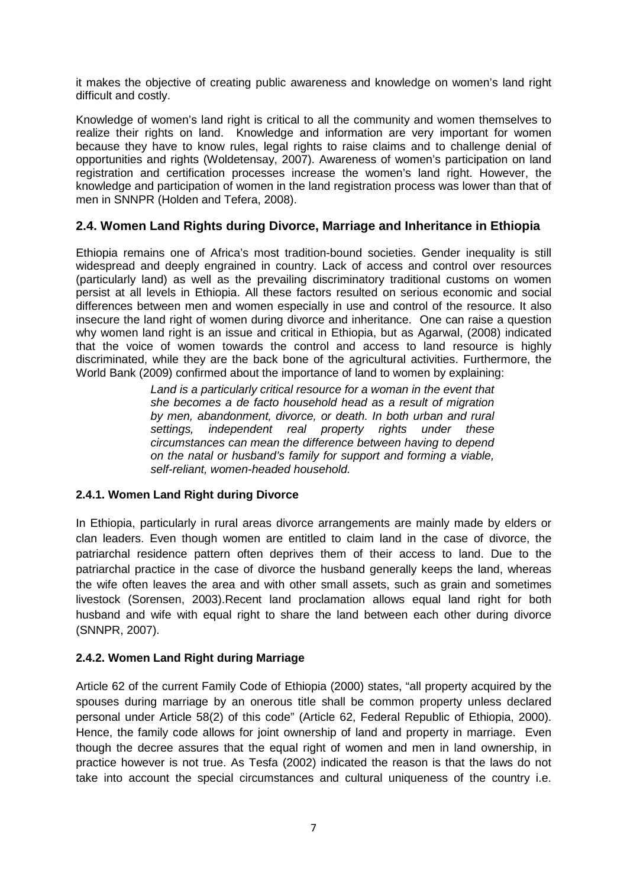it makes the objective of creating public awareness and knowledge on women's land right difficult and costly.

Knowledge of women's land right is critical to all the community and women themselves to realize their rights on land. Knowledge and information are very important for women because they have to know rules, legal rights to raise claims and to challenge denial of opportunities and rights (Woldetensay, 2007). Awareness of women's participation on land registration and certification processes increase the women's land right. However, the knowledge and participation of women in the land registration process was lower than that of men in SNNPR (Holden and Tefera, 2008).

## 2.4. Women Land Rights during Divorce, Marriage and Inheritance in Ethiopia

Ethiopia remains one of Africa's most tradition-bound societies. Gender inequality is still widespread and deeply engrained in country. Lack of access and control over resources (particularly land) as well as the prevailing discriminatory traditional customs on women persist at all levels in Ethiopia. All these factors resulted on serious economic and social differences between men and women especially in use and control of the resource. It also insecure the land right of women during divorce and inheritance. One can raise a question why women land right is an issue and critical in Ethiopia, but as Agarwal, (2008) indicated that the voice of women towards the control and access to land resource is highly discriminated, while they are the back bone of the agricultural activities. Furthermore, the World Bank (2009) confirmed about the importance of land to women by explaining:

> *Land is a particularly critical resource for a woman in the event that she becomes a de facto household head as a result of migration by men, abandonment, divorce, or death. In both urban and rural settings, independent real property rights under these circumstances can mean the difference between having to depend on the natal or husband's family for support and forming a viable, self-reliant, women-headed household.*

### 2.4.1. Women Land Right during Divorce

In Ethiopia, particularly in rural areas divorce arrangements are mainly made by elders or clan leaders. Even though women are entitled to claim land in the case of divorce, the patriarchal residence pattern often deprives them of their access to land. Due to the patriarchal practice in the case of divorce the husband generally keeps the land, whereas the wife often leaves the area and with other small assets, such as grain and sometimes livestock (Sorensen, 2003).Recent land proclamation allows equal land right for both husband and wife with equal right to share the land between each other during divorce (SNNPR, 2007).

### 2.4.2. Women Land Right during Marriage

Article 62 of the current Family Code of Ethiopia (2000) states, "all property acquired by the spouses during marriage by an onerous title shall be common property unless declared personal under Article 58(2) of this code" (Article 62, Federal Republic of Ethiopia, 2000). Hence, the family code allows for joint ownership of land and property in marriage. Even though the decree assures that the equal right of women and men in land ownership, in practice however is not true. As Tesfa (2002) indicated the reason is that the laws do not take into account the special circumstances and cultural uniqueness of the country i.e.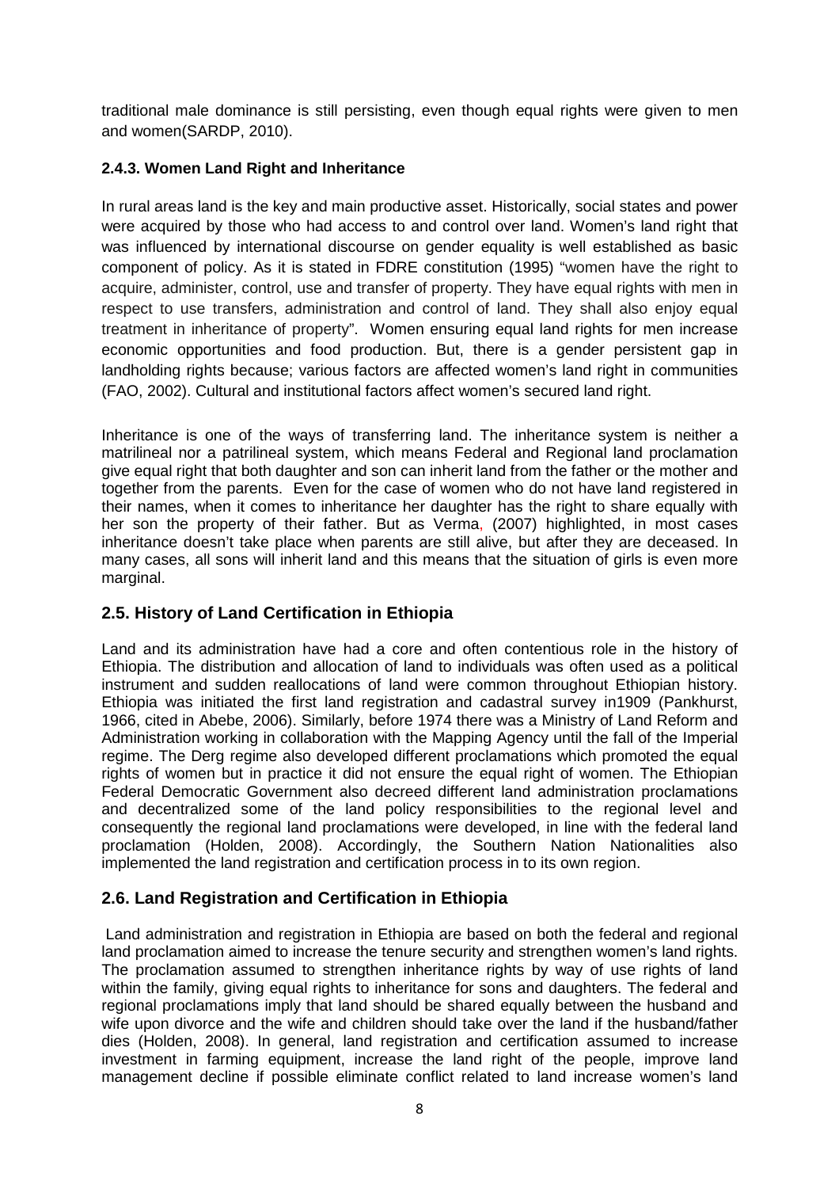traditional male dominance is still persisting, even though equal rights were given to men and women(SARDP, 2010).

### 2.4.3. Women Land Right and Inheritance

In rural areas land is the key and main productive asset. Historically, social states and power were acquired by those who had access to and control over land. Women's land right that was influenced by international discourse on gender equality is well established as basic component of policy. As it is stated in FDRE constitution (1995) "women have the right to acquire, administer, control, use and transfer of property. They have equal rights with men in respect to use transfers, administration and control of land. They shall also enjoy equal treatment in inheritance of property". Women ensuring equal land rights for men increase economic opportunities and food production. But, there is a gender persistent gap in landholding rights because; various factors are affected women's land right in communities (FAO, 2002). Cultural and institutional factors affect women's secured land right.

Inheritance is one of the ways of transferring land. The inheritance system is neither a matrilineal nor a patrilineal system, which means Federal and Regional land proclamation give equal right that both daughter and son can inherit land from the father or the mother and together from the parents. Even for the case of women who do not have land registered in their names, when it comes to inheritance her daughter has the right to share equally with her son the property of their father. But as Verma, (2007) highlighted, in most cases inheritance doesn't take place when parents are still alive, but after they are deceased. In many cases, all sons will inherit land and this means that the situation of girls is even more marginal.

## 2.5. History of Land Certification in Ethiopia

Land and its administration have had a core and often contentious role in the history of Ethiopia. The distribution and allocation of land to individuals was often used as a political instrument and sudden reallocations of land were common throughout Ethiopian history. Ethiopia was initiated the first land registration and cadastral survey in1909 (Pankhurst, 1966, cited in Abebe, 2006). Similarly, before 1974 there was a Ministry of Land Reform and Administration working in collaboration with the Mapping Agency until the fall of the Imperial regime. The Derg regime also developed different proclamations which promoted the equal rights of women but in practice it did not ensure the equal right of women. The Ethiopian Federal Democratic Government also decreed different land administration proclamations and decentralized some of the land policy responsibilities to the regional level and consequently the regional land proclamations were developed, in line with the federal land proclamation (Holden, 2008). Accordingly, the Southern Nation Nationalities also implemented the land registration and certification process in to its own region.

## 2.6. Land Registration and Certification in Ethiopia

Land administration and registration in Ethiopia are based on both the federal and regional land proclamation aimed to increase the tenure security and strengthen women's land rights. The proclamation assumed to strengthen inheritance rights by way of use rights of land within the family, giving equal rights to inheritance for sons and daughters. The federal and regional proclamations imply that land should be shared equally between the husband and wife upon divorce and the wife and children should take over the land if the husband/father dies (Holden, 2008). In general, land registration and certification assumed to increase investment in farming equipment, increase the land right of the people, improve land management decline if possible eliminate conflict related to land increase women's land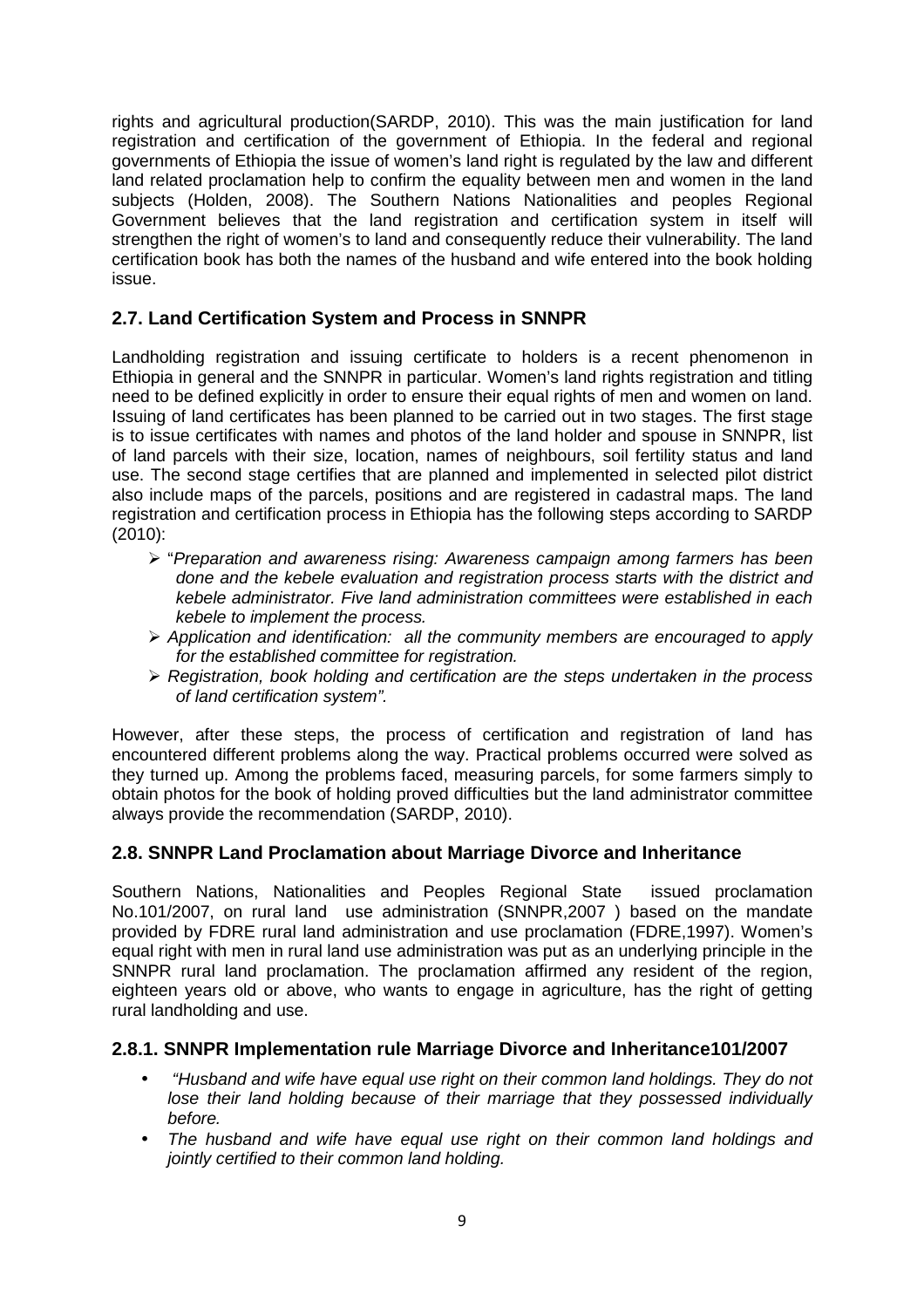rights and agricultural production(SARDP, 2010). This was the main justification for land registration and certification of the government of Ethiopia. In the federal and regional governments of Ethiopia the issue of women's land right is regulated by the law and different land related proclamation help to confirm the equality between men and women in the land subjects (Holden, 2008). The Southern Nations Nationalities and peoples Regional Government believes that the land registration and certification system in itself will strengthen the right of women's to land and consequently reduce their vulnerability. The land certification book has both the names of the husband and wife entered into the book holding issue.

## 2.7. Land Certification System and Process in SNNPR

Landholding registration and issuing certificate to holders is a recent phenomenon in Ethiopia in general and the SNNPR in particular. Women's land rights registration and titling need to be defined explicitly in order to ensure their equal rights of men and women on land. Issuing of land certificates has been planned to be carried out in two stages. The first stage is to issue certificates with names and photos of the land holder and spouse in SNNPR, list of land parcels with their size, location, names of neighbours, soil fertility status and land use. The second stage certifies that are planned and implemented in selected pilot district also include maps of the parcels, positions and are registered in cadastral maps. The land registration and certification process in Ethiopia has the following steps according to SARDP (2010):

- "*Preparation and awareness rising: Awareness campaign among farmers has been done and the kebele evaluation and registration process starts with the district and kebele administrator. Five land administration committees were established in each kebele to implement the process.*
- *Application and identification: all the community members are encouraged to apply for the established committee for registration.*
- *Registration, book holding and certification are the steps undertaken in the process of land certification system".*

However, after these steps, the process of certification and registration of land has encountered different problems along the way. Practical problems occurred were solved as they turned up. Among the problems faced, measuring parcels, for some farmers simply to obtain photos for the book of holding proved difficulties but the land administrator committee always provide the recommendation (SARDP, 2010).

## 2.8. SNNPR Land Proclamation about Marriage Divorce and Inheritance

Southern Nations, Nationalities and Peoples Regional State issued proclamation No.101/2007, on rural land use administration (SNNPR,2007 ) based on the mandate provided by FDRE rural land administration and use proclamation (FDRE,1997). Women's equal right with men in rural land use administration was put as an underlying principle in the SNNPR rural land proclamation. The proclamation affirmed any resident of the region, eighteen years old or above, who wants to engage in agriculture, has the right of getting rural landholding and use.

### 2.8.1. SNNPR Implementation rule Marriage Divorce and Inheritance101/2007

- *"Husband and wife have equal use right on their common land holdings. They do not lose their land holding because of their marriage that they possessed individually before.*
- *The husband and wife have equal use right on their common land holdings and jointly certified to their common land holding.*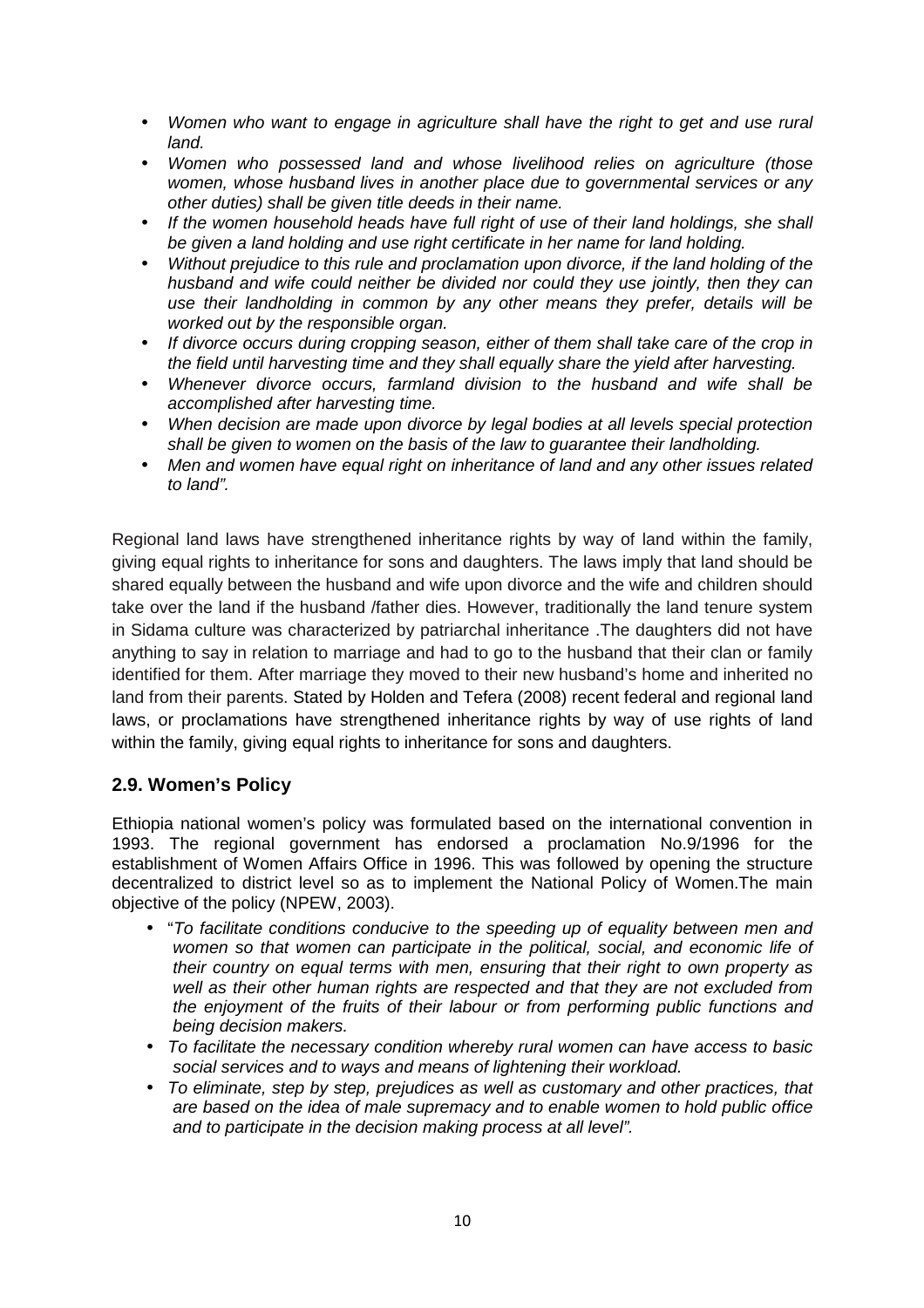- *Women who want to engage in agriculture shall have the right to get and use rural land.*
- *Women who possessed land and whose livelihood relies on agriculture (those women, whose husband lives in another place due to governmental services or any other duties) shall be given title deeds in their name.*
- *If the women household heads have full right of use of their land holdings, she shall be given a land holding and use right certificate in her name for land holding.*
- *Without prejudice to this rule and proclamation upon divorce, if the land holding of the husband and wife could neither be divided nor could they use jointly, then they can use their landholding in common by any other means they prefer, details will be worked out by the responsible organ.*
- *If divorce occurs during cropping season, either of them shall take care of the crop in the field until harvesting time and they shall equally share the yield after harvesting.*
- *Whenever divorce occurs, farmland division to the husband and wife shall be accomplished after harvesting time.*
- *When decision are made upon divorce by legal bodies at all levels special protection shall be given to women on the basis of the law to guarantee their landholding.*
- *Men and women have equal right on inheritance of land and any other issues related to land".*

Regional land laws have strengthened inheritance rights by way of land within the family, giving equal rights to inheritance for sons and daughters. The laws imply that land should be shared equally between the husband and wife upon divorce and the wife and children should take over the land if the husband /father dies. However, traditionally the land tenure system in Sidama culture was characterized by patriarchal inheritance .The daughters did not have anything to say in relation to marriage and had to go to the husband that their clan or family identified for them. After marriage they moved to their new husband's home and inherited no land from their parents. Stated by Holden and Tefera (2008) recent federal and regional land laws, or proclamations have strengthened inheritance rights by way of use rights of land within the family, giving equal rights to inheritance for sons and daughters.

## 2.9. Women's Policy

Ethiopia national women's policy was formulated based on the international convention in 1993. The regional government has endorsed a proclamation No.9/1996 for the establishment of Women Affairs Office in 1996. This was followed by opening the structure decentralized to district level so as to implement the National Policy of Women.The main objective of the policy (NPEW, 2003).

- "*To facilitate conditions conducive to the speeding up of equality between men and women so that women can participate in the political, social, and economic life of their country on equal terms with men, ensuring that their right to own property as well as their other human rights are respected and that they are not excluded from the enjoyment of the fruits of their labour or from performing public functions and being decision makers.*
- *To facilitate the necessary condition whereby rural women can have access to basic social services and to ways and means of lightening their workload.*
- *To eliminate, step by step, prejudices as well as customary and other practices, that are based on the idea of male supremacy and to enable women to hold public office and to participate in the decision making process at all level".*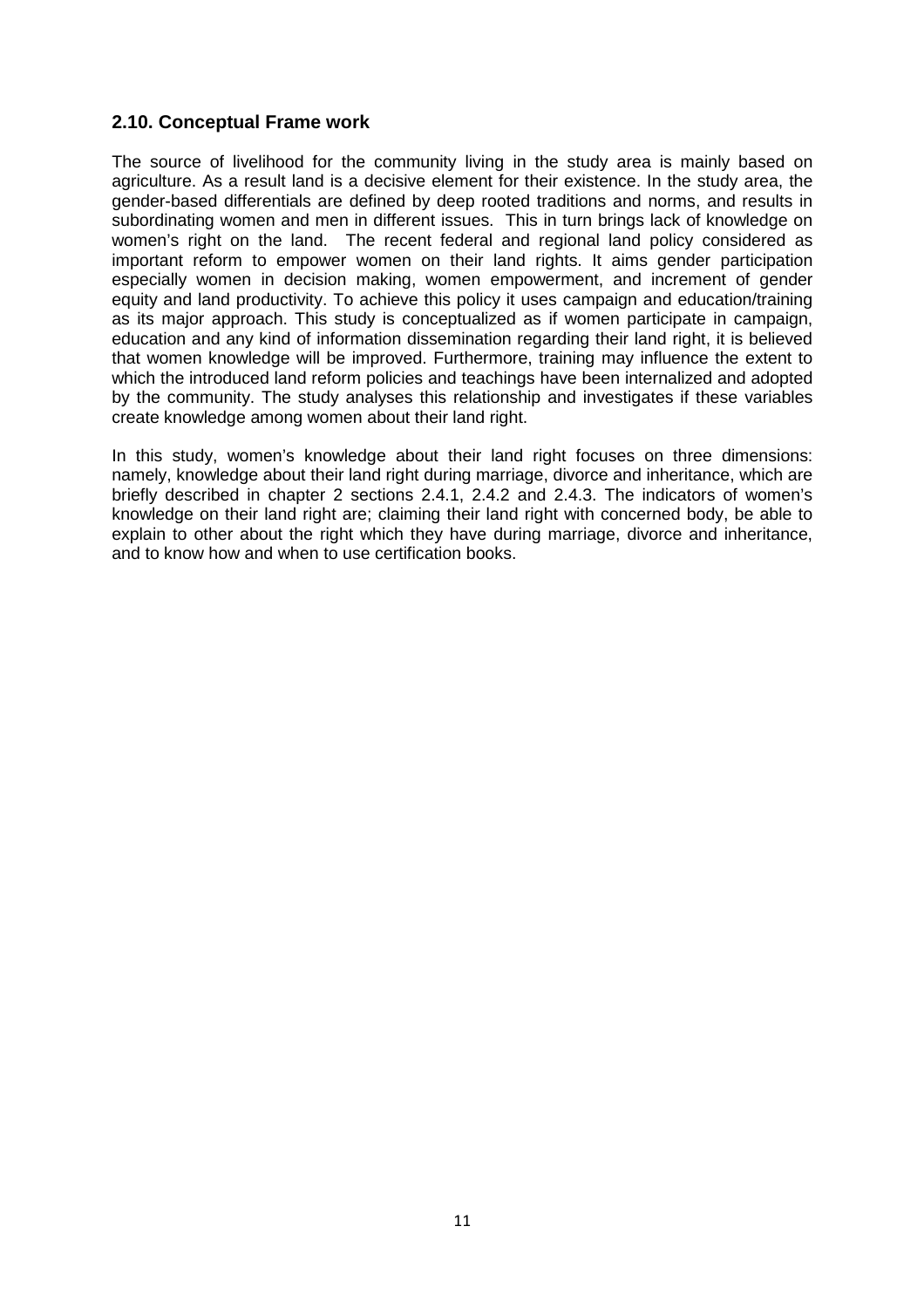## 2.10. Conceptual Frame work

The source of livelihood for the community living in the study area is mainly based on agriculture. As a result land is a decisive element for their existence. In the study area, the gender-based differentials are defined by deep rooted traditions and norms, and results in subordinating women and men in different issues. This in turn brings lack of knowledge on women's right on the land. The recent federal and regional land policy considered as important reform to empower women on their land rights. It aims gender participation especially women in decision making, women empowerment, and increment of gender equity and land productivity. To achieve this policy it uses campaign and education/training as its major approach. This study is conceptualized as if women participate in campaign, education and any kind of information dissemination regarding their land right, it is believed that women knowledge will be improved. Furthermore, training may influence the extent to which the introduced land reform policies and teachings have been internalized and adopted by the community. The study analyses this relationship and investigates if these variables create knowledge among women about their land right.

In this study, women's knowledge about their land right focuses on three dimensions: namely, knowledge about their land right during marriage, divorce and inheritance, which are briefly described in chapter 2 sections 2.4.1, 2.4.2 and 2.4.3. The indicators of women's knowledge on their land right are; claiming their land right with concerned body, be able to explain to other about the right which they have during marriage, divorce and inheritance, and to know how and when to use certification books.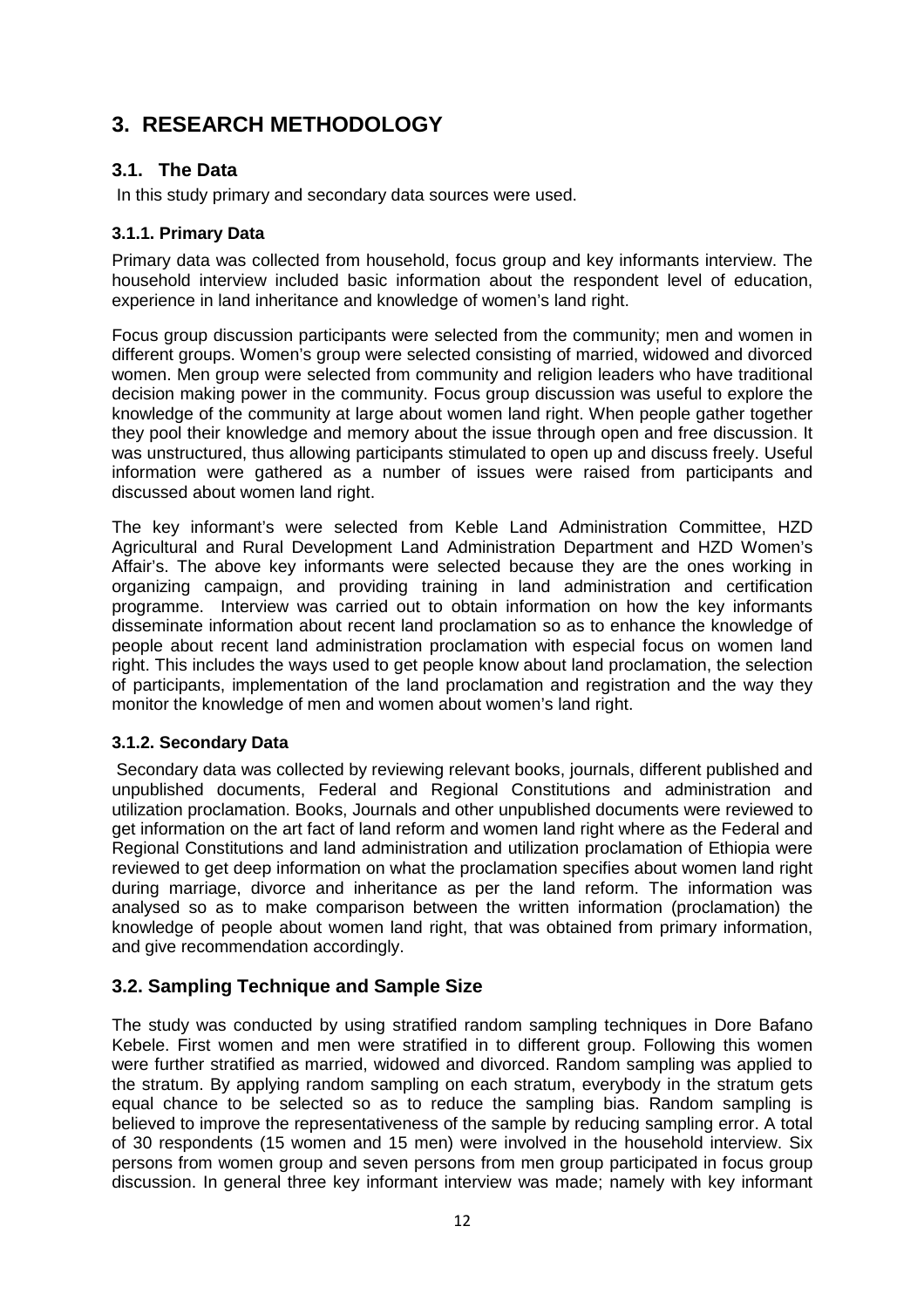# 3. RESEARCH METHODOLOGY

## 3.1. The Data

In this study primary and secondary data sources were used.

### 3.1.1. Primary Data

Primary data was collected from household, focus group and key informants interview. The household interview included basic information about the respondent level of education, experience in land inheritance and knowledge of women's land right.

Focus group discussion participants were selected from the community; men and women in different groups. Women's group were selected consisting of married, widowed and divorced women. Men group were selected from community and religion leaders who have traditional decision making power in the community. Focus group discussion was useful to explore the knowledge of the community at large about women land right. When people gather together they pool their knowledge and memory about the issue through open and free discussion. It was unstructured, thus allowing participants stimulated to open up and discuss freely. Useful information were gathered as a number of issues were raised from participants and discussed about women land right.

The key informant's were selected from Keble Land Administration Committee, HZD Agricultural and Rural Development Land Administration Department and HZD Women's Affair's. The above key informants were selected because they are the ones working in organizing campaign, and providing training in land administration and certification programme. Interview was carried out to obtain information on how the key informants disseminate information about recent land proclamation so as to enhance the knowledge of people about recent land administration proclamation with especial focus on women land right. This includes the ways used to get people know about land proclamation, the selection of participants, implementation of the land proclamation and registration and the way they monitor the knowledge of men and women about women's land right.

### 3.1.2. Secondary Data

Secondary data was collected by reviewing relevant books, journals, different published and unpublished documents, Federal and Regional Constitutions and administration and utilization proclamation. Books, Journals and other unpublished documents were reviewed to get information on the art fact of land reform and women land right where as the Federal and Regional Constitutions and land administration and utilization proclamation of Ethiopia were reviewed to get deep information on what the proclamation specifies about women land right during marriage, divorce and inheritance as per the land reform. The information was analysed so as to make comparison between the written information (proclamation) the knowledge of people about women land right, that was obtained from primary information, and give recommendation accordingly.

## 3.2. Sampling Technique and Sample Size

The study was conducted by using stratified random sampling techniques in Dore Bafano Kebele. First women and men were stratified in to different group. Following this women were further stratified as married, widowed and divorced. Random sampling was applied to the stratum. By applying random sampling on each stratum, everybody in the stratum gets equal chance to be selected so as to reduce the sampling bias. Random sampling is believed to improve the representativeness of the sample by reducing sampling error. A total of 30 respondents (15 women and 15 men) were involved in the household interview. Six persons from women group and seven persons from men group participated in focus group discussion. In general three key informant interview was made; namely with key informant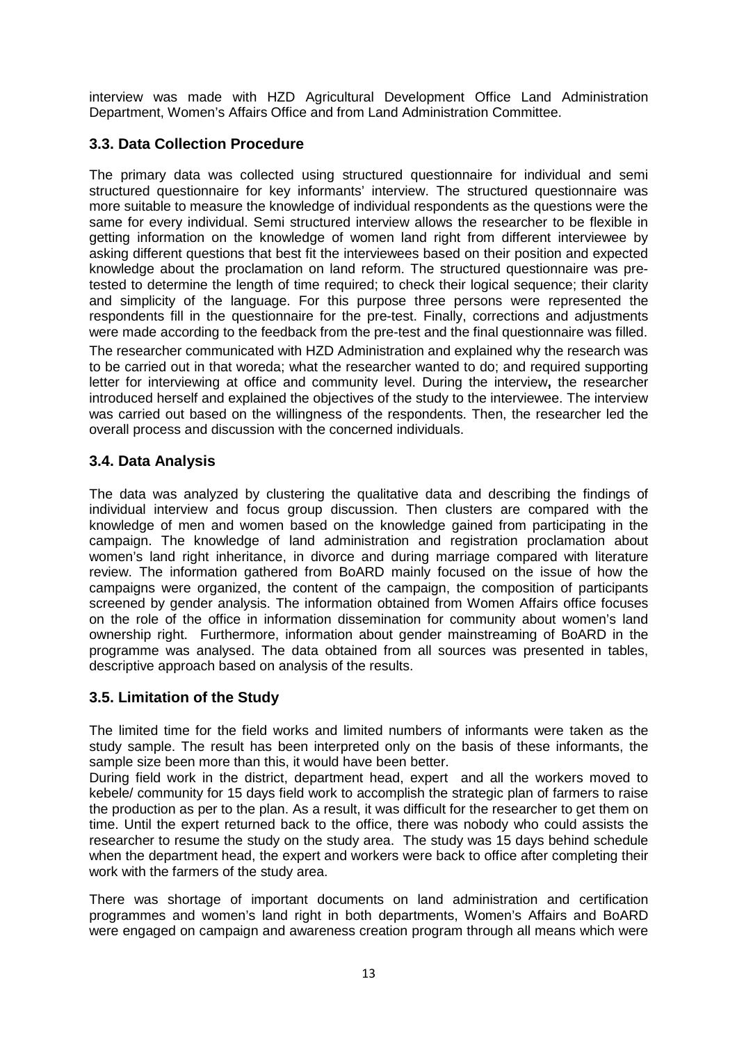interview was made with HZD Agricultural Development Office Land Administration Department, Women's Affairs Office and from Land Administration Committee.

### 3.3. Data Collection Procedure

The primary data was collected using structured questionnaire for individual and semi structured questionnaire for key informants' interview. The structured questionnaire was more suitable to measure the knowledge of individual respondents as the questions were the same for every individual. Semi structured interview allows the researcher to be flexible in getting information on the knowledge of women land right from different interviewee by asking different questions that best fit the interviewees based on their position and expected knowledge about the proclamation on land reform. The structured questionnaire was pre-tested to determine the length of time required; to check their logical sequence; their clarity and simplicity of the language. For this purpose three persons were represented the respondents fill in the questionnaire for the pre-test. Finally, corrections and adjustments were made according to the feedback from the pre-test and the final questionnaire was filled.

The researcher communicated with HZD Administration and explained why the research was to be carried out in that woreda; what the researcher wanted to do; and required supporting letter for interviewing at office and community level. During the interview**,** the researcher introduced herself and explained the objectives of the study to the interviewee. The interview was carried out based on the willingness of the respondents. Then, the researcher led the overall process and discussion with the concerned individuals.

### 3.4. Data Analysis

The data was analyzed by clustering the qualitative data and describing the findings of individual interview and focus group discussion. Then clusters are compared with the knowledge of men and women based on the knowledge gained from participating in the campaign. The knowledge of land administration and registration proclamation about women's land right inheritance, in divorce and during marriage compared with literature review. The information gathered from BoARD mainly focused on the issue of how the campaigns were organized, the content of the campaign, the composition of participants screened by gender analysis. The information obtained from Women Affairs office focuses on the role of the office in information dissemination for community about women's land ownership right. Furthermore, information about gender mainstreaming of BoARD in the programme was analysed. The data obtained from all sources was presented in tables, descriptive approach based on analysis of the results.

### 3.5. Limitation of the Study

The limited time for the field works and limited numbers of informants were taken as the study sample. The result has been interpreted only on the basis of these informants, the sample size been more than this, it would have been better.

During field work in the district, department head, expert and all the workers moved to kebele/ community for 15 days field work to accomplish the strategic plan of farmers to raise the production as per to the plan. As a result, it was difficult for the researcher to get them on time. Until the expert returned back to the office, there was nobody who could assists the researcher to resume the study on the study area. The study was 15 days behind schedule when the department head, the expert and workers were back to office after completing their work with the farmers of the study area.

There was shortage of important documents on land administration and certification programmes and women's land right in both departments, Women's Affairs and BoARD were engaged on campaign and awareness creation program through all means which were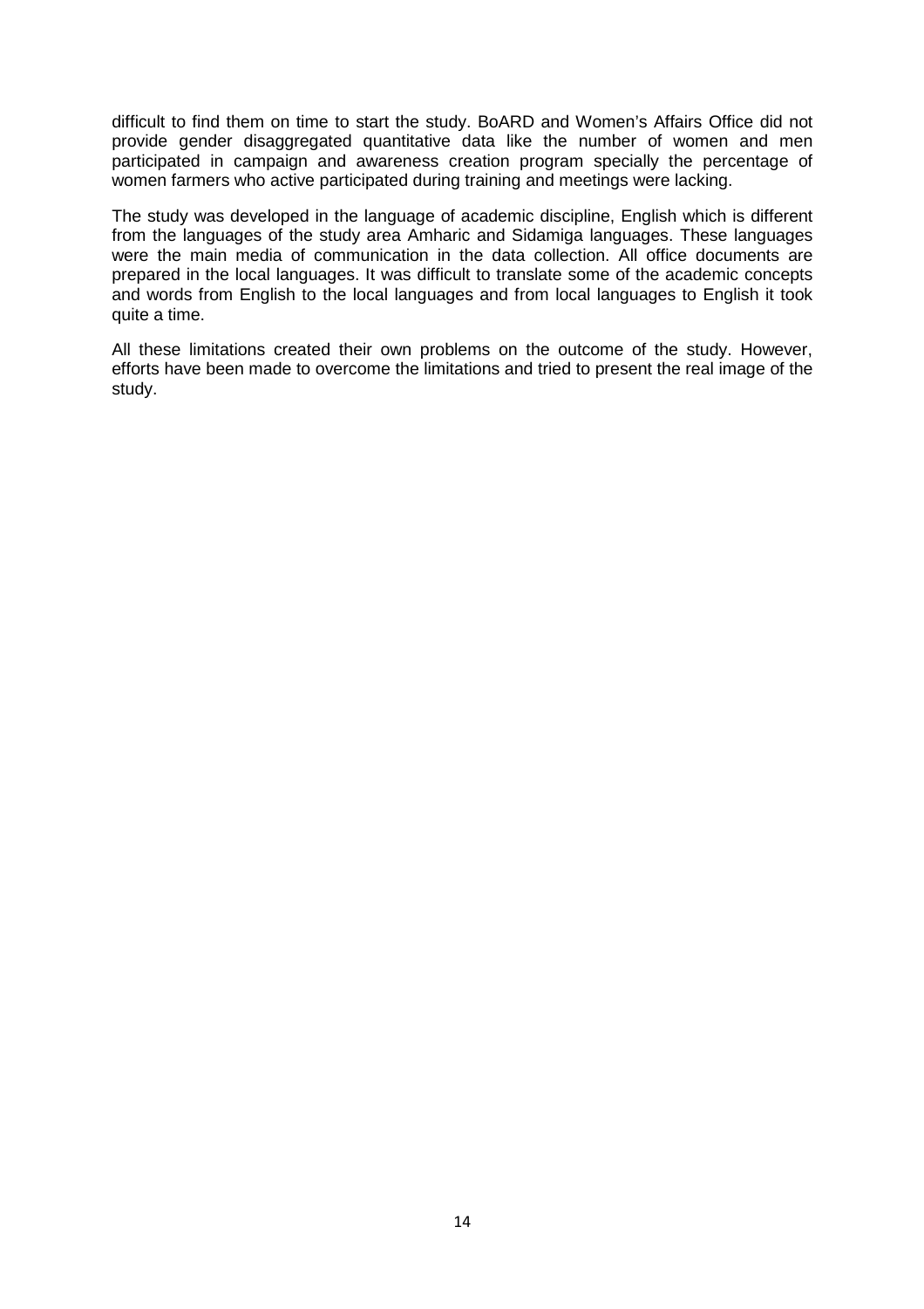difficult to find them on time to start the study. BoARD and Women's Affairs Office did not provide gender disaggregated quantitative data like the number of women and men participated in campaign and awareness creation program specially the percentage of women farmers who active participated during training and meetings were lacking.

The study was developed in the language of academic discipline, English which is different from the languages of the study area Amharic and Sidamiga languages. These languages were the main media of communication in the data collection. All office documents are prepared in the local languages. It was difficult to translate some of the academic concepts and words from English to the local languages and from local languages to English it took quite a time.

All these limitations created their own problems on the outcome of the study. However, efforts have been made to overcome the limitations and tried to present the real image of the study.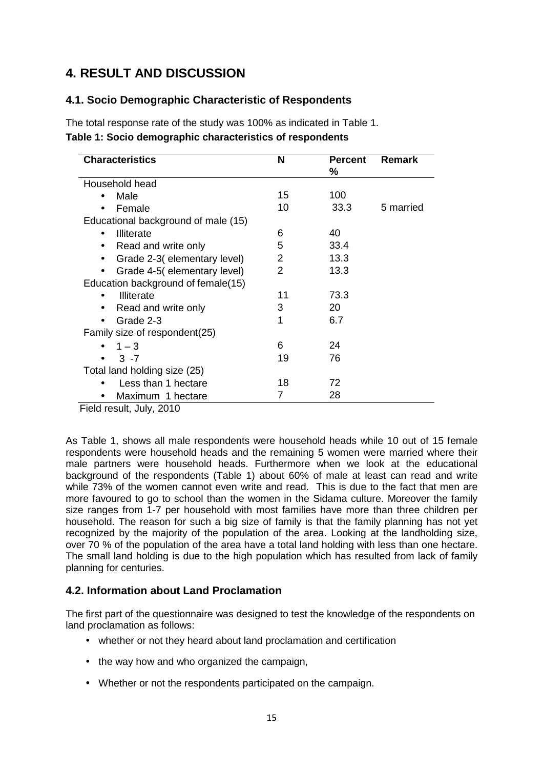# 4. RESULT AND DISCUSSION

## 4.1. Socio Demographic Characteristic of Respondents

The total response rate of the study was 100% as indicated in Table 1.

**Table 1: Socio demographic characteristics of respondents**

| Characteristics | N | Percent % | Remark |
|---|---|---|---|
| Household head | | | |
| • Male | 15 | 100 | |
| • Female | 10 | 33.3 | 5 married |
| Educational background of male (15) | | | |
| • Illiterate | 6 | 40 | |
| • Read and write only | 5 | 33.4 | |
| • Grade 2-3( elementary level) | 2 | 13.3 | |
| • Grade 4-5( elementary level) | 2 | 13.3 | |
| Education background of female(15) | | | |
| • Illiterate | 11 | 73.3 | |
| • Read and write only | 3 | 20 | |
| • Grade 2-3 | 1 | 6.7 | |
| Family size of respondent(25) | | | |
| • 1 – 3 | 6 | 24 | |
| • 3 -7 | 19 | 76 | |
| Total land holding size (25) | | | |
| • Less than 1 hectare | 18 | 72 | |
| • Maximum 1 hectare | 7 | 28 | |

Field result, July, 2010

As Table 1, shows all male respondents were household heads while 10 out of 15 female respondents were household heads and the remaining 5 women were married where their male partners were household heads. Furthermore when we look at the educational background of the respondents (Table 1) about 60% of male at least can read and write while 73% of the women cannot even write and read. This is due to the fact that men are more favoured to go to school than the women in the Sidama culture. Moreover the family size ranges from 1-7 per household with most families have more than three children per household. The reason for such a big size of family is that the family planning has not yet recognized by the majority of the population of the area. Looking at the landholding size, over 70 % of the population of the area have a total land holding with less than one hectare. The small land holding is due to the high population which has resulted from lack of family planning for centuries.

## 4.2. Information about Land Proclamation

The first part of the questionnaire was designed to test the knowledge of the respondents on land proclamation as follows:

- whether or not they heard about land proclamation and certification
- the way how and who organized the campaign,
- Whether or not the respondents participated on the campaign.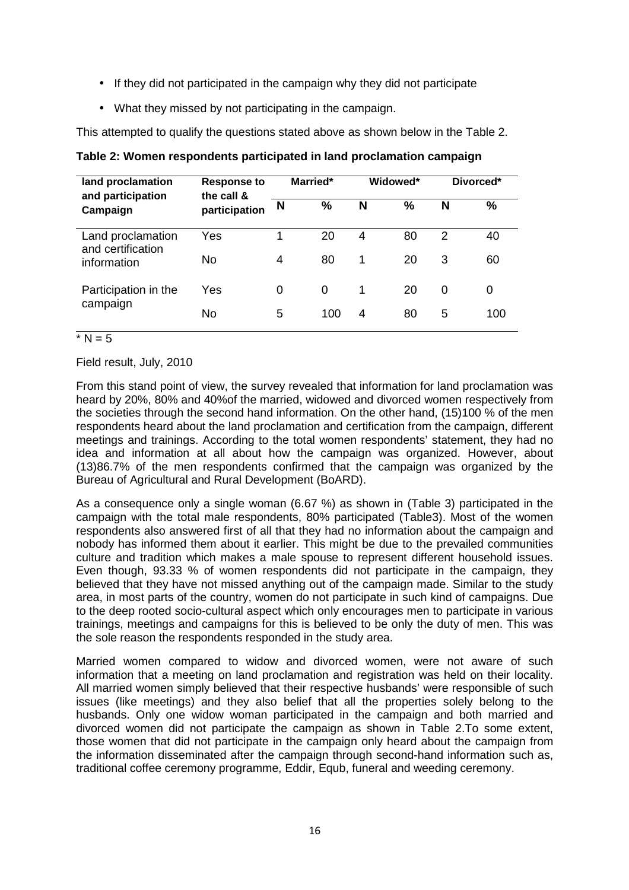- If they did not participated in the campaign why they did not participate
- What they missed by not participating in the campaign.

This attempted to qualify the questions stated above as shown below in the Table 2.

**Table 2: Women respondents participated in land proclamation campaign**

| land proclamation and participation Campaign | Response to the call & participation | Married* | | Widowed* | | Divorced* | |
|---|---|---|---|---|---|---|---|
| | | N | % | N | % | N | % |
| Land proclamation and certification information | Yes | 1 | 20 | 4 | 80 | 2 | 40 |
| | No | 4 | 80 | 1 | 20 | 3 | 60 |
| Participation in the campaign | Yes | 0 | 0 | 1 | 20 | 0 | 0 |
| | No | 5 | 100 | 4 | 80 | 5 | 100 |

\* N = 5

Field result, July, 2010

From this stand point of view, the survey revealed that information for land proclamation was heard by 20%, 80% and 40%of the married, widowed and divorced women respectively from the societies through the second hand information. On the other hand, (15)100 % of the men respondents heard about the land proclamation and certification from the campaign, different meetings and trainings. According to the total women respondents' statement, they had no idea and information at all about how the campaign was organized. However, about (13)86.7% of the men respondents confirmed that the campaign was organized by the Bureau of Agricultural and Rural Development (BoARD).

As a consequence only a single woman (6.67 %) as shown in (Table 3) participated in the campaign with the total male respondents, 80% participated (Table3). Most of the women respondents also answered first of all that they had no information about the campaign and nobody has informed them about it earlier. This might be due to the prevailed communities culture and tradition which makes a male spouse to represent different household issues. Even though, 93.33 % of women respondents did not participate in the campaign, they believed that they have not missed anything out of the campaign made. Similar to the study area, in most parts of the country, women do not participate in such kind of campaigns. Due to the deep rooted socio-cultural aspect which only encourages men to participate in various trainings, meetings and campaigns for this is believed to be only the duty of men. This was the sole reason the respondents responded in the study area.

Married women compared to widow and divorced women, were not aware of such information that a meeting on land proclamation and registration was held on their locality. All married women simply believed that their respective husbands' were responsible of such issues (like meetings) and they also belief that all the properties solely belong to the husbands. Only one widow woman participated in the campaign and both married and divorced women did not participate the campaign as shown in Table 2.To some extent, those women that did not participate in the campaign only heard about the campaign from the information disseminated after the campaign through second-hand information such as, traditional coffee ceremony programme, Eddir, Equb, funeral and weeding ceremony.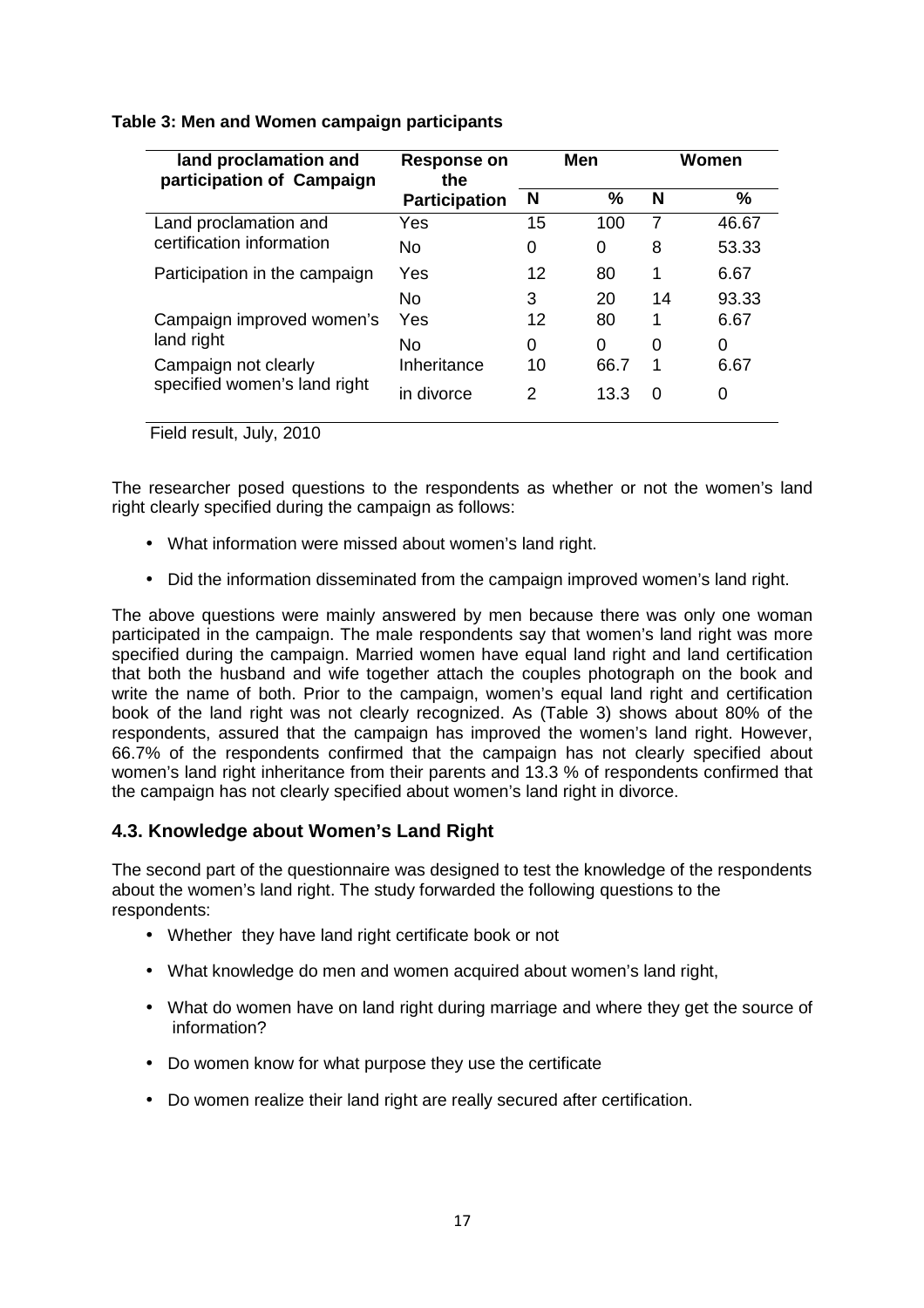**Table 3: Men and Women campaign participants**

| land proclamation and participation of Campaign | Response on the Participation | Men | | Women | |
|---|---|---|---|---|---|
| | | N | % | N | % |
| Land proclamation and certification information | Yes | 15 | 100 | 7 | 46.67 |
| | No | 0 | 0 | 8 | 53.33 |
| Participation in the campaign | Yes | 12 | 80 | 1 | 6.67 |
| | No | 3 | 20 | 14 | 93.33 |
| Campaign improved women's land right | Yes | 12 | 80 | 1 | 6.67 |
| | No | 0 | 0 | 0 | 0 |
| Campaign not clearly specified women's land right | Inheritance | 10 | 66.7 | 1 | 6.67 |
| | in divorce | 2 | 13.3 | 0 | 0 |

Field result, July, 2010

The researcher posed questions to the respondents as whether or not the women's land right clearly specified during the campaign as follows:

- What information were missed about women's land right.
- Did the information disseminated from the campaign improved women's land right.

The above questions were mainly answered by men because there was only one woman participated in the campaign. The male respondents say that women's land right was more specified during the campaign. Married women have equal land right and land certification that both the husband and wife together attach the couples photograph on the book and write the name of both. Prior to the campaign, women's equal land right and certification book of the land right was not clearly recognized. As (Table 3) shows about 80% of the respondents, assured that the campaign has improved the women's land right. However, 66.7% of the respondents confirmed that the campaign has not clearly specified about women's land right inheritance from their parents and 13.3 % of respondents confirmed that the campaign has not clearly specified about women's land right in divorce.

### 4.3. Knowledge about Women's Land Right

The second part of the questionnaire was designed to test the knowledge of the respondents about the women's land right. The study forwarded the following questions to the respondents:

- Whether they have land right certificate book or not
- What knowledge do men and women acquired about women's land right,
- What do women have on land right during marriage and where they get the source of information?
- Do women know for what purpose they use the certificate
- Do women realize their land right are really secured after certification.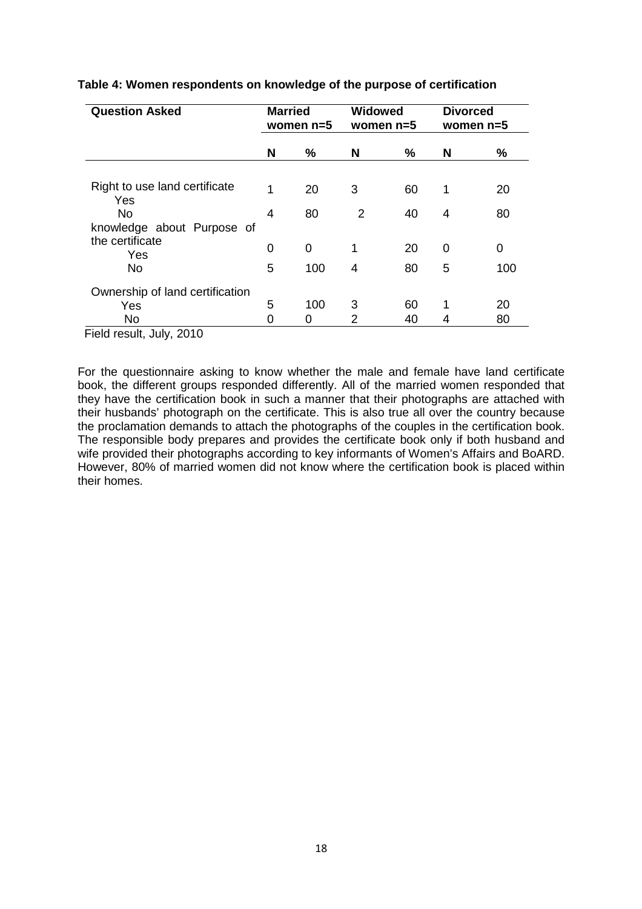**Table 4: Women respondents on knowledge of the purpose of certification**

| Question Asked | Married women n=5 | | Widowed women n=5 | | Divorced women n=5 | |
|---|---|---|---|---|---|---|
| | N | % | N | % | N | % |
| Right to use land certificate | | | | | | |
| Yes | 1 | 20 | 3 | 60 | 1 | 20 |
| No | 4 | 80 | 2 | 40 | 4 | 80 |
| knowledge about Purpose of the certificate | | | | | | |
| Yes | 0 | 0 | 1 | 20 | 0 | 0 |
| No | 5 | 100 | 4 | 80 | 5 | 100 |
| Ownership of land certification | | | | | | |
| Yes | 5 | 100 | 3 | 60 | 1 | 20 |
| No | 0 | 0 | 2 | 40 | 4 | 80 |

Field result, July, 2010

For the questionnaire asking to know whether the male and female have land certificate book, the different groups responded differently. All of the married women responded that they have the certification book in such a manner that their photographs are attached with their husbands' photograph on the certificate. This is also true all over the country because the proclamation demands to attach the photographs of the couples in the certification book. The responsible body prepares and provides the certificate book only if both husband and wife provided their photographs according to key informants of Women's Affairs and BoARD. However, 80% of married women did not know where the certification book is placed within their homes.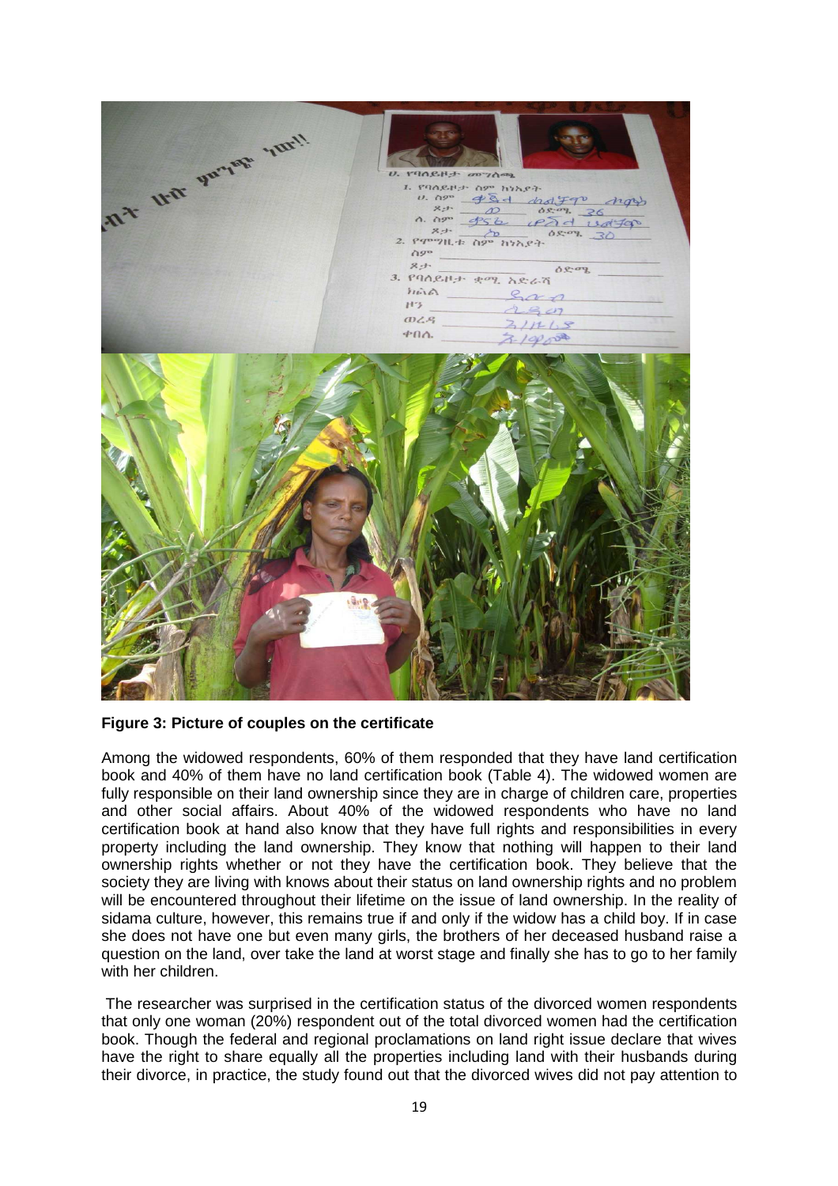**Figure 3: Picture of couples on the certificate**

Among the widowed respondents, 60% of them responded that they have land certification book and 40% of them have no land certification book (Table 4). The widowed women are fully responsible on their land ownership since they are in charge of children care, properties and other social affairs. About 40% of the widowed respondents who have no land certification book at hand also know that they have full rights and responsibilities in every property including the land ownership. They know that nothing will happen to their land ownership rights whether or not they have the certification book. They believe that the society they are living with knows about their status on land ownership rights and no problem will be encountered throughout their lifetime on the issue of land ownership. In the reality of sidama culture, however, this remains true if and only if the widow has a child boy. If in case she does not have one but even many girls, the brothers of her deceased husband raise a question on the land, over take the land at worst stage and finally she has to go to her family with her children.

The researcher was surprised in the certification status of the divorced women respondents that only one woman (20%) respondent out of the total divorced women had the certification book. Though the federal and regional proclamations on land right issue declare that wives have the right to share equally all the properties including land with their husbands during their divorce, in practice, the study found out that the divorced wives did not pay attention to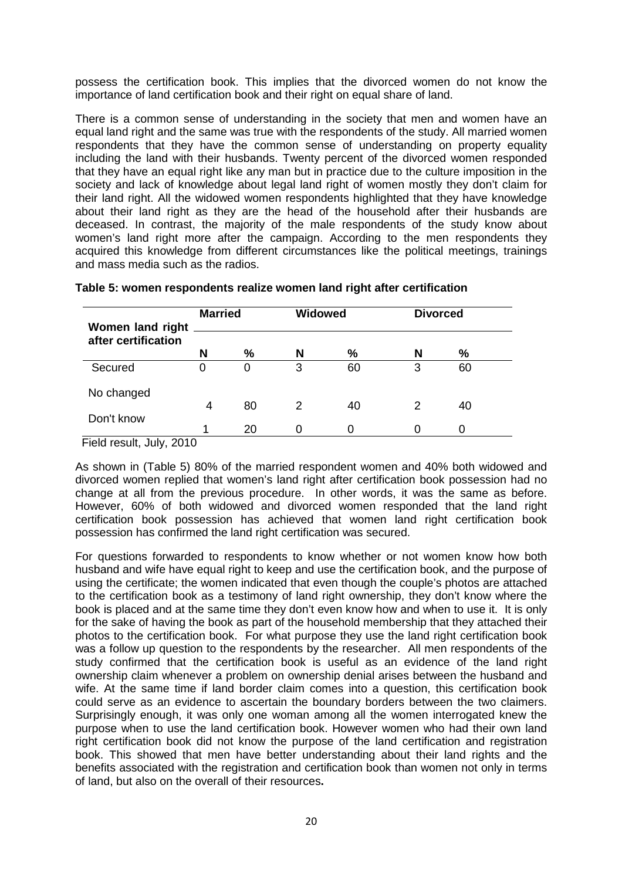possess the certification book. This implies that the divorced women do not know the importance of land certification book and their right on equal share of land.

There is a common sense of understanding in the society that men and women have an equal land right and the same was true with the respondents of the study. All married women respondents that they have the common sense of understanding on property equality including the land with their husbands. Twenty percent of the divorced women responded that they have an equal right like any man but in practice due to the culture imposition in the society and lack of knowledge about legal land right of women mostly they don't claim for their land right. All the widowed women respondents highlighted that they have knowledge about their land right as they are the head of the household after their husbands are deceased. In contrast, the majority of the male respondents of the study know about women's land right more after the campaign. According to the men respondents they acquired this knowledge from different circumstances like the political meetings, trainings and mass media such as the radios.

**Table 5: women respondents realize women land right after certification**

| Women land right after certification | Married | | Widowed | | Divorced | |
|---|---|---|---|---|---|---|
| | N | % | N | % | N | % |
| Secured | 0 | 0 | 3 | 60 | 3 | 60 |
| No changed | 4 | 80 | 2 | 40 | 2 | 40 |
| Don't know | 1 | 20 | 0 | 0 | 0 | 0 |

Field result, July, 2010

As shown in (Table 5) 80% of the married respondent women and 40% both widowed and divorced women replied that women's land right after certification book possession had no change at all from the previous procedure. In other words, it was the same as before. However, 60% of both widowed and divorced women responded that the land right certification book possession has achieved that women land right certification book possession has confirmed the land right certification was secured.

For questions forwarded to respondents to know whether or not women know how both husband and wife have equal right to keep and use the certification book, and the purpose of using the certificate; the women indicated that even though the couple's photos are attached to the certification book as a testimony of land right ownership, they don't know where the book is placed and at the same time they don't even know how and when to use it. It is only for the sake of having the book as part of the household membership that they attached their photos to the certification book. For what purpose they use the land right certification book was a follow up question to the respondents by the researcher. All men respondents of the study confirmed that the certification book is useful as an evidence of the land right ownership claim whenever a problem on ownership denial arises between the husband and wife. At the same time if land border claim comes into a question, this certification book could serve as an evidence to ascertain the boundary borders between the two claimers. Surprisingly enough, it was only one woman among all the women interrogated knew the purpose when to use the land certification book. However women who had their own land right certification book did not know the purpose of the land certification and registration book. This showed that men have better understanding about their land rights and the benefits associated with the registration and certification book than women not only in terms of land, but also on the overall of their resources.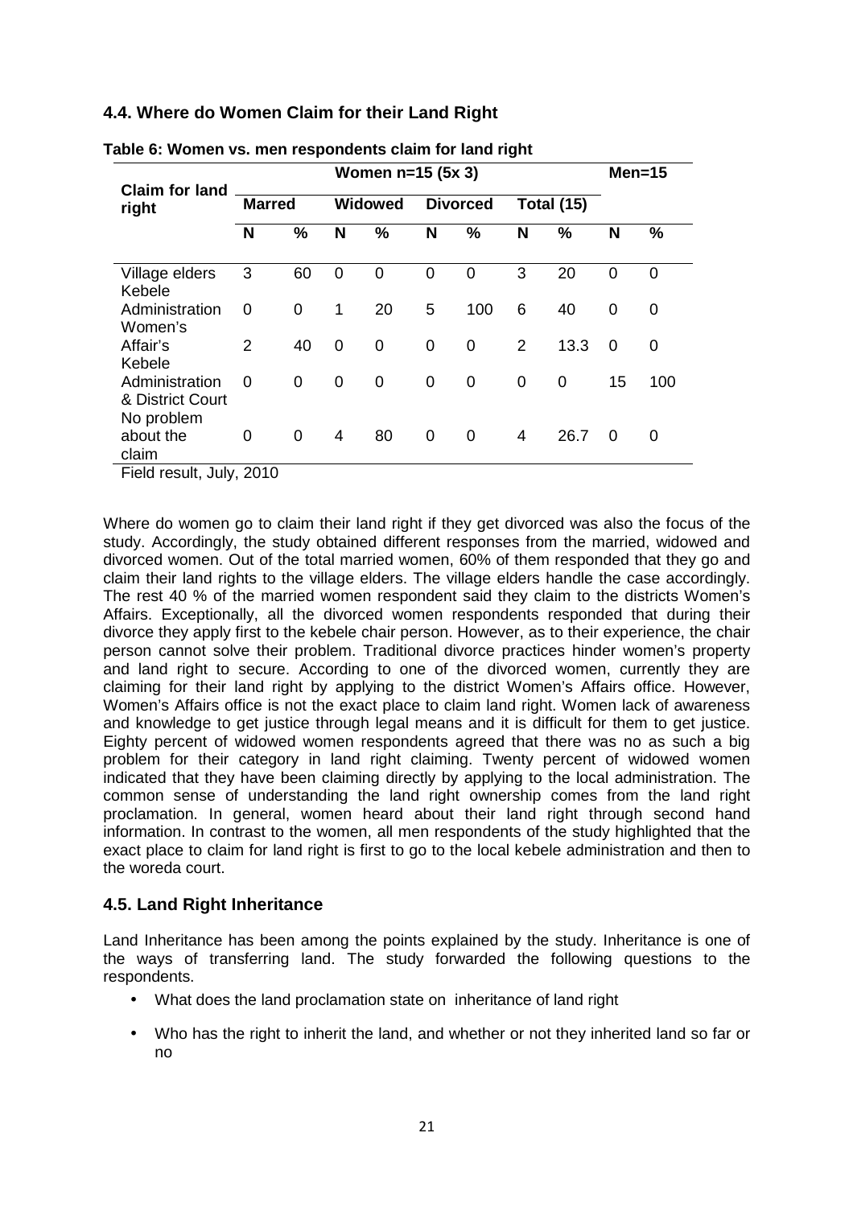## 4.4. Where do Women Claim for their Land Right

**Table 6: Women vs. men respondents claim for land right**

| Claim for land right | Women n=15 (5x 3) | | | | | | | | Men=15 | |
|---|---|---|---|---|---|---|---|---|---|---|
| | Marred | | Widowed | | Divorced | | Total (15) | | | |
| | N | % | N | % | N | % | N | % | N | % |
| Village elders | 3 | 60 | 0 | 0 | 0 | 0 | 3 | 20 | 0 | 0 |
| Kebele Administration | 0 | 0 | 1 | 20 | 5 | 100 | 6 | 40 | 0 | 0 |
| Women's Affair's | 2 | 40 | 0 | 0 | 0 | 0 | 2 | 13.3 | 0 | 0 |
| Kebele Administration & District Court | 0 | 0 | 0 | 0 | 0 | 0 | 0 | 0 | 15 | 100 |
| No problem about the claim | 0 | 0 | 4 | 80 | 0 | 0 | 4 | 26.7 | 0 | 0 |

Field result, July, 2010

Where do women go to claim their land right if they get divorced was also the focus of the study. Accordingly, the study obtained different responses from the married, widowed and divorced women. Out of the total married women, 60% of them responded that they go and claim their land rights to the village elders. The village elders handle the case accordingly. The rest 40 % of the married women respondent said they claim to the districts Women's Affairs. Exceptionally, all the divorced women respondents responded that during their divorce they apply first to the kebele chair person. However, as to their experience, the chair person cannot solve their problem. Traditional divorce practices hinder women's property and land right to secure. According to one of the divorced women, currently they are claiming for their land right by applying to the district Women's Affairs office. However, Women's Affairs office is not the exact place to claim land right. Women lack of awareness and knowledge to get justice through legal means and it is difficult for them to get justice. Eighty percent of widowed women respondents agreed that there was no as such a big problem for their category in land right claiming. Twenty percent of widowed women indicated that they have been claiming directly by applying to the local administration. The common sense of understanding the land right ownership comes from the land right proclamation. In general, women heard about their land right through second hand information. In contrast to the women, all men respondents of the study highlighted that the exact place to claim for land right is first to go to the local kebele administration and then to the woreda court.

## 4.5. Land Right Inheritance

Land Inheritance has been among the points explained by the study. Inheritance is one of the ways of transferring land. The study forwarded the following questions to the respondents.

- What does the land proclamation state on inheritance of land right
- Who has the right to inherit the land, and whether or not they inherited land so far or no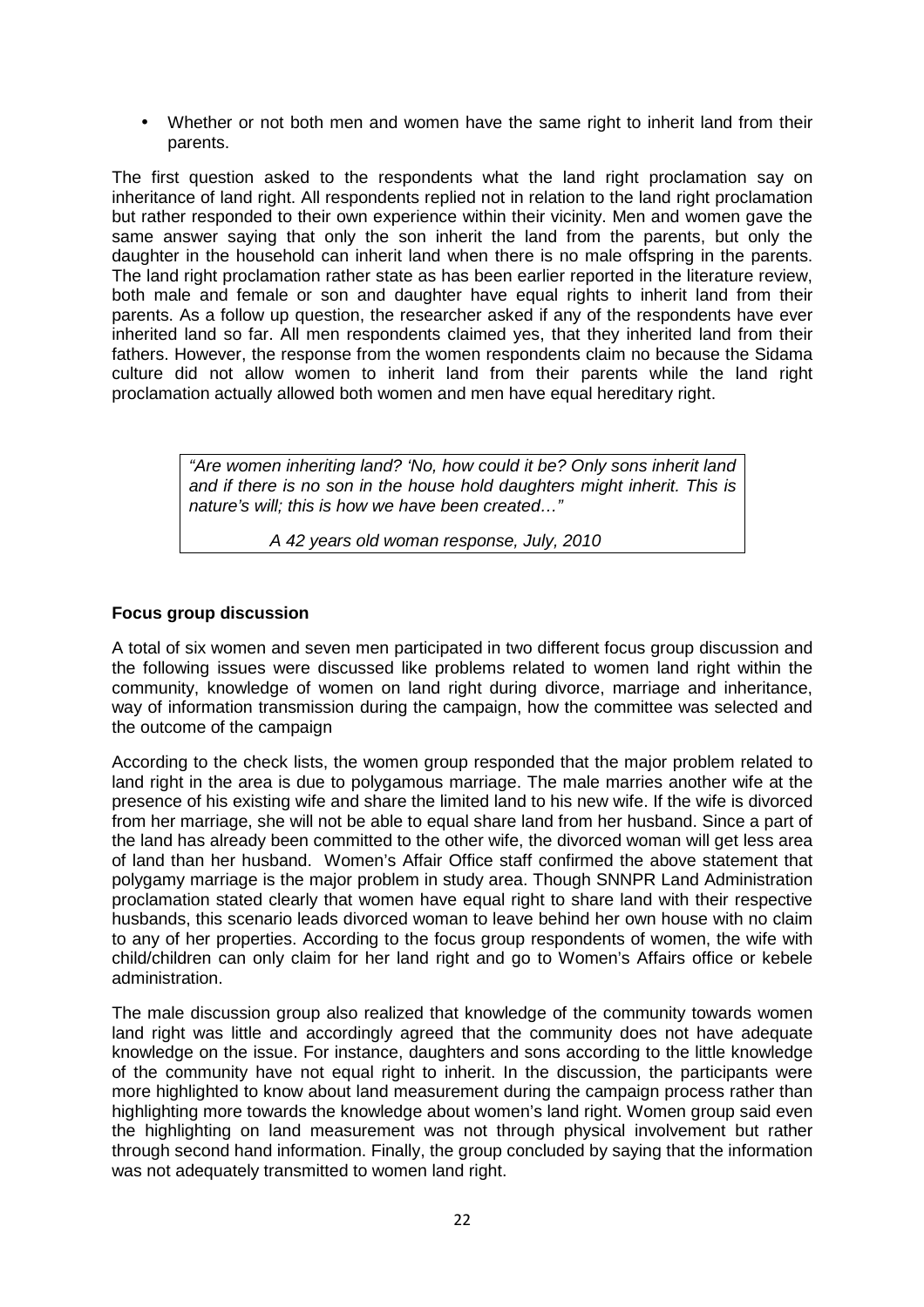- Whether or not both men and women have the same right to inherit land from their parents.

The first question asked to the respondents what the land right proclamation say on inheritance of land right. All respondents replied not in relation to the land right proclamation but rather responded to their own experience within their vicinity. Men and women gave the same answer saying that only the son inherit the land from the parents, but only the daughter in the household can inherit land when there is no male offspring in the parents. The land right proclamation rather state as has been earlier reported in the literature review, both male and female or son and daughter have equal rights to inherit land from their parents. As a follow up question, the researcher asked if any of the respondents have ever inherited land so far. All men respondents claimed yes, that they inherited land from their fathers. However, the response from the women respondents claim no because the Sidama culture did not allow women to inherit land from their parents while the land right proclamation actually allowed both women and men have equal hereditary right.

> *"Are women inheriting land? 'No, how could it be? Only sons inherit land and if there is no son in the house hold daughters might inherit. This is nature's will; this is how we have been created…"*
>
> *A 42 years old woman response, July, 2010*

**Focus group discussion**

A total of six women and seven men participated in two different focus group discussion and the following issues were discussed like problems related to women land right within the community, knowledge of women on land right during divorce, marriage and inheritance, way of information transmission during the campaign, how the committee was selected and the outcome of the campaign

According to the check lists, the women group responded that the major problem related to land right in the area is due to polygamous marriage. The male marries another wife at the presence of his existing wife and share the limited land to his new wife. If the wife is divorced from her marriage, she will not be able to equal share land from her husband. Since a part of the land has already been committed to the other wife, the divorced woman will get less area of land than her husband. Women's Affair Office staff confirmed the above statement that polygamy marriage is the major problem in study area. Though SNNPR Land Administration proclamation stated clearly that women have equal right to share land with their respective husbands, this scenario leads divorced woman to leave behind her own house with no claim to any of her properties. According to the focus group respondents of women, the wife with child/children can only claim for her land right and go to Women's Affairs office or kebele administration.

The male discussion group also realized that knowledge of the community towards women land right was little and accordingly agreed that the community does not have adequate knowledge on the issue. For instance, daughters and sons according to the little knowledge of the community have not equal right to inherit. In the discussion, the participants were more highlighted to know about land measurement during the campaign process rather than highlighting more towards the knowledge about women's land right. Women group said even the highlighting on land measurement was not through physical involvement but rather through second hand information. Finally, the group concluded by saying that the information was not adequately transmitted to women land right.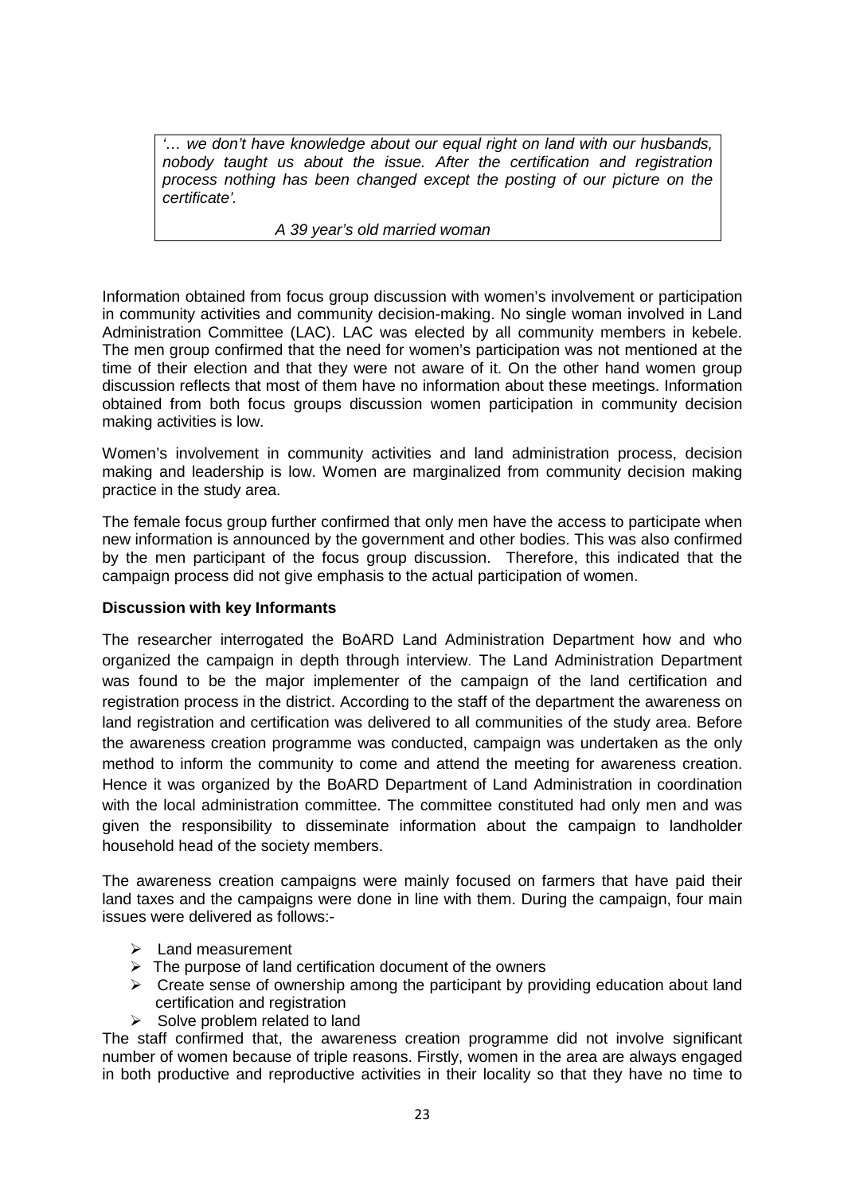> *'… we don't have knowledge about our equal right on land with our husbands, nobody taught us about the issue. After the certification and registration process nothing has been changed except the posting of our picture on the certificate'.*
>
> *A 39 year's old married woman*

Information obtained from focus group discussion with women's involvement or participation in community activities and community decision-making. No single woman involved in Land Administration Committee (LAC). LAC was elected by all community members in kebele. The men group confirmed that the need for women's participation was not mentioned at the time of their election and that they were not aware of it. On the other hand women group discussion reflects that most of them have no information about these meetings. Information obtained from both focus groups discussion women participation in community decision making activities is low.

Women's involvement in community activities and land administration process, decision making and leadership is low. Women are marginalized from community decision making practice in the study area.

The female focus group further confirmed that only men have the access to participate when new information is announced by the government and other bodies. This was also confirmed by the men participant of the focus group discussion. Therefore, this indicated that the campaign process did not give emphasis to the actual participation of women.

**Discussion with key Informants**

The researcher interrogated the BoARD Land Administration Department how and who organized the campaign in depth through interview. The Land Administration Department was found to be the major implementer of the campaign of the land certification and registration process in the district. According to the staff of the department the awareness on land registration and certification was delivered to all communities of the study area. Before the awareness creation programme was conducted, campaign was undertaken as the only method to inform the community to come and attend the meeting for awareness creation. Hence it was organized by the BoARD Department of Land Administration in coordination with the local administration committee. The committee constituted had only men and was given the responsibility to disseminate information about the campaign to landholder household head of the society members.

The awareness creation campaigns were mainly focused on farmers that have paid their land taxes and the campaigns were done in line with them. During the campaign, four main issues were delivered as follows:-

- Land measurement
- The purpose of land certification document of the owners
- Create sense of ownership among the participant by providing education about land certification and registration
- Solve problem related to land

The staff confirmed that, the awareness creation programme did not involve significant number of women because of triple reasons. Firstly, women in the area are always engaged in both productive and reproductive activities in their locality so that they have no time to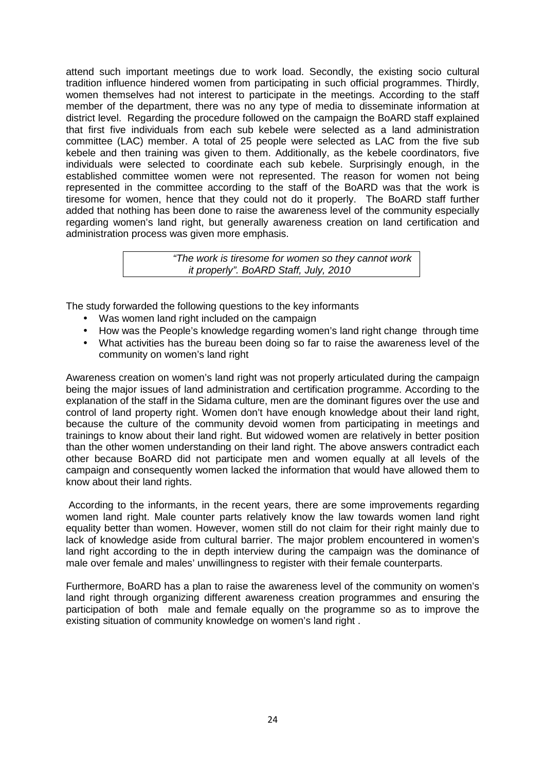attend such important meetings due to work load. Secondly, the existing socio cultural tradition influence hindered women from participating in such official programmes. Thirdly, women themselves had not interest to participate in the meetings. According to the staff member of the department, there was no any type of media to disseminate information at district level. Regarding the procedure followed on the campaign the BoARD staff explained that first five individuals from each sub kebele were selected as a land administration committee (LAC) member. A total of 25 people were selected as LAC from the five sub kebele and then training was given to them. Additionally, as the kebele coordinators, five individuals were selected to coordinate each sub kebele. Surprisingly enough, in the established committee women were not represented. The reason for women not being represented in the committee according to the staff of the BoARD was that the work is tiresome for women, hence that they could not do it properly. The BoARD staff further added that nothing has been done to raise the awareness level of the community especially regarding women's land right, but generally awareness creation on land certification and administration process was given more emphasis.

> *"The work is tiresome for women so they cannot work it properly". BoARD Staff, July, 2010*

The study forwarded the following questions to the key informants

- Was women land right included on the campaign
- How was the People's knowledge regarding women's land right change through time
- What activities has the bureau been doing so far to raise the awareness level of the community on women's land right

Awareness creation on women's land right was not properly articulated during the campaign being the major issues of land administration and certification programme. According to the explanation of the staff in the Sidama culture, men are the dominant figures over the use and control of land property right. Women don't have enough knowledge about their land right, because the culture of the community devoid women from participating in meetings and trainings to know about their land right. But widowed women are relatively in better position than the other women understanding on their land right. The above answers contradict each other because BoARD did not participate men and women equally at all levels of the campaign and consequently women lacked the information that would have allowed them to know about their land rights.

According to the informants, in the recent years, there are some improvements regarding women land right. Male counter parts relatively know the law towards women land right equality better than women. However, women still do not claim for their right mainly due to lack of knowledge aside from cultural barrier. The major problem encountered in women's land right according to the in depth interview during the campaign was the dominance of male over female and males' unwillingness to register with their female counterparts.

Furthermore, BoARD has a plan to raise the awareness level of the community on women's land right through organizing different awareness creation programmes and ensuring the participation of both male and female equally on the programme so as to improve the existing situation of community knowledge on women's land right .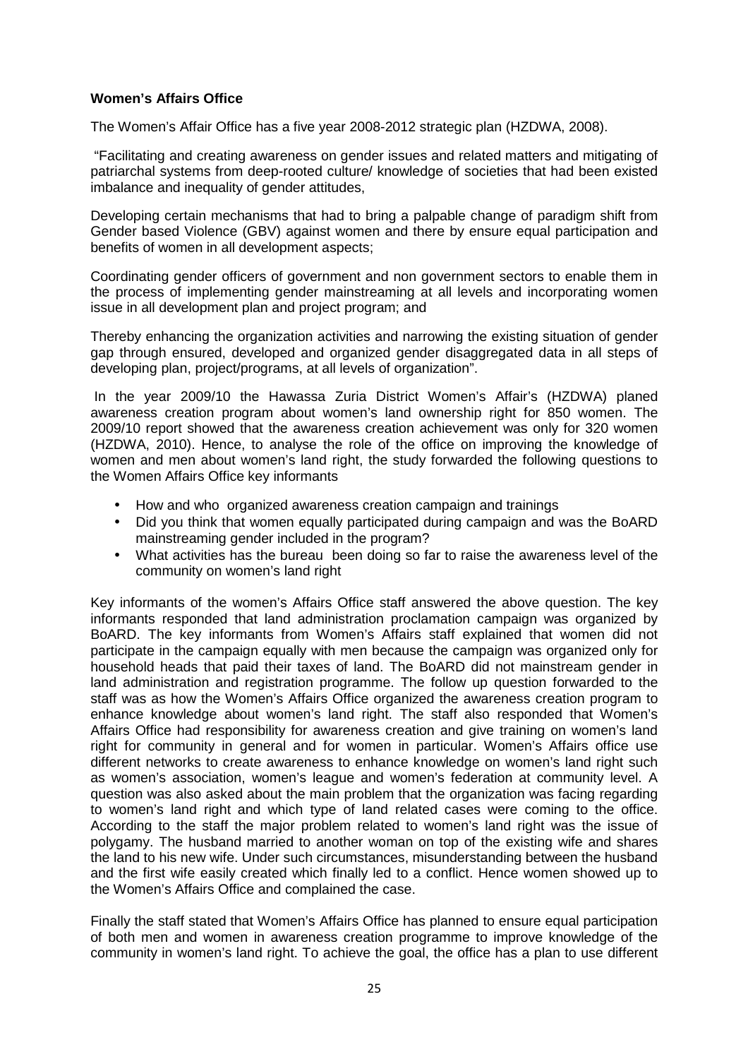**Women's Affairs Office**

The Women's Affair Office has a five year 2008-2012 strategic plan (HZDWA, 2008).

"Facilitating and creating awareness on gender issues and related matters and mitigating of patriarchal systems from deep-rooted culture/ knowledge of societies that had been existed imbalance and inequality of gender attitudes,

Developing certain mechanisms that had to bring a palpable change of paradigm shift from Gender based Violence (GBV) against women and there by ensure equal participation and benefits of women in all development aspects;

Coordinating gender officers of government and non government sectors to enable them in the process of implementing gender mainstreaming at all levels and incorporating women issue in all development plan and project program; and

Thereby enhancing the organization activities and narrowing the existing situation of gender gap through ensured, developed and organized gender disaggregated data in all steps of developing plan, project/programs, at all levels of organization".

In the year 2009/10 the Hawassa Zuria District Women's Affair's (HZDWA) planed awareness creation program about women's land ownership right for 850 women. The 2009/10 report showed that the awareness creation achievement was only for 320 women (HZDWA, 2010). Hence, to analyse the role of the office on improving the knowledge of women and men about women's land right, the study forwarded the following questions to the Women Affairs Office key informants

- How and who organized awareness creation campaign and trainings
- Did you think that women equally participated during campaign and was the BoARD mainstreaming gender included in the program?
- What activities has the bureau been doing so far to raise the awareness level of the community on women's land right

Key informants of the women's Affairs Office staff answered the above question. The key informants responded that land administration proclamation campaign was organized by BoARD. The key informants from Women's Affairs staff explained that women did not participate in the campaign equally with men because the campaign was organized only for household heads that paid their taxes of land. The BoARD did not mainstream gender in land administration and registration programme. The follow up question forwarded to the staff was as how the Women's Affairs Office organized the awareness creation program to enhance knowledge about women's land right. The staff also responded that Women's Affairs Office had responsibility for awareness creation and give training on women's land right for community in general and for women in particular. Women's Affairs office use different networks to create awareness to enhance knowledge on women's land right such as women's association, women's league and women's federation at community level. A question was also asked about the main problem that the organization was facing regarding to women's land right and which type of land related cases were coming to the office. According to the staff the major problem related to women's land right was the issue of polygamy. The husband married to another woman on top of the existing wife and shares the land to his new wife. Under such circumstances, misunderstanding between the husband and the first wife easily created which finally led to a conflict. Hence women showed up to the Women's Affairs Office and complained the case.

Finally the staff stated that Women's Affairs Office has planned to ensure equal participation of both men and women in awareness creation programme to improve knowledge of the community in women's land right. To achieve the goal, the office has a plan to use different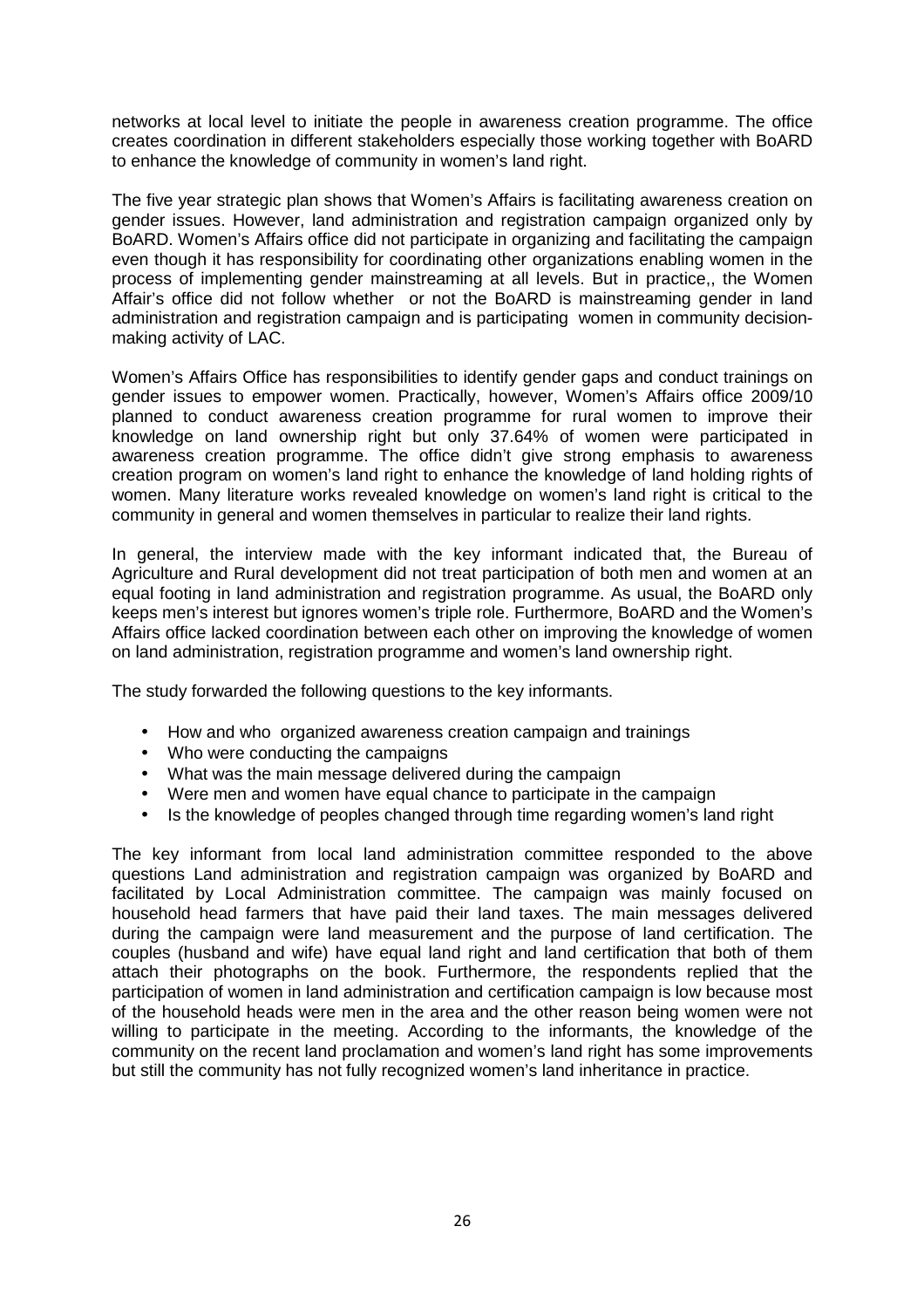networks at local level to initiate the people in awareness creation programme. The office creates coordination in different stakeholders especially those working together with BoARD to enhance the knowledge of community in women's land right.

The five year strategic plan shows that Women's Affairs is facilitating awareness creation on gender issues. However, land administration and registration campaign organized only by BoARD. Women's Affairs office did not participate in organizing and facilitating the campaign even though it has responsibility for coordinating other organizations enabling women in the process of implementing gender mainstreaming at all levels. But in practice,, the Women Affair's office did not follow whether or not the BoARD is mainstreaming gender in land administration and registration campaign and is participating women in community decision-making activity of LAC.

Women's Affairs Office has responsibilities to identify gender gaps and conduct trainings on gender issues to empower women. Practically, however, Women's Affairs office 2009/10 planned to conduct awareness creation programme for rural women to improve their knowledge on land ownership right but only 37.64% of women were participated in awareness creation programme. The office didn't give strong emphasis to awareness creation program on women's land right to enhance the knowledge of land holding rights of women. Many literature works revealed knowledge on women's land right is critical to the community in general and women themselves in particular to realize their land rights.

In general, the interview made with the key informant indicated that, the Bureau of Agriculture and Rural development did not treat participation of both men and women at an equal footing in land administration and registration programme. As usual, the BoARD only keeps men's interest but ignores women's triple role. Furthermore, BoARD and the Women's Affairs office lacked coordination between each other on improving the knowledge of women on land administration, registration programme and women's land ownership right.

The study forwarded the following questions to the key informants.

- How and who organized awareness creation campaign and trainings
- Who were conducting the campaigns
- What was the main message delivered during the campaign
- Were men and women have equal chance to participate in the campaign
- Is the knowledge of peoples changed through time regarding women's land right

The key informant from local land administration committee responded to the above questions Land administration and registration campaign was organized by BoARD and facilitated by Local Administration committee. The campaign was mainly focused on household head farmers that have paid their land taxes. The main messages delivered during the campaign were land measurement and the purpose of land certification. The couples (husband and wife) have equal land right and land certification that both of them attach their photographs on the book. Furthermore, the respondents replied that the participation of women in land administration and certification campaign is low because most of the household heads were men in the area and the other reason being women were not willing to participate in the meeting. According to the informants, the knowledge of the community on the recent land proclamation and women's land right has some improvements but still the community has not fully recognized women's land inheritance in practice.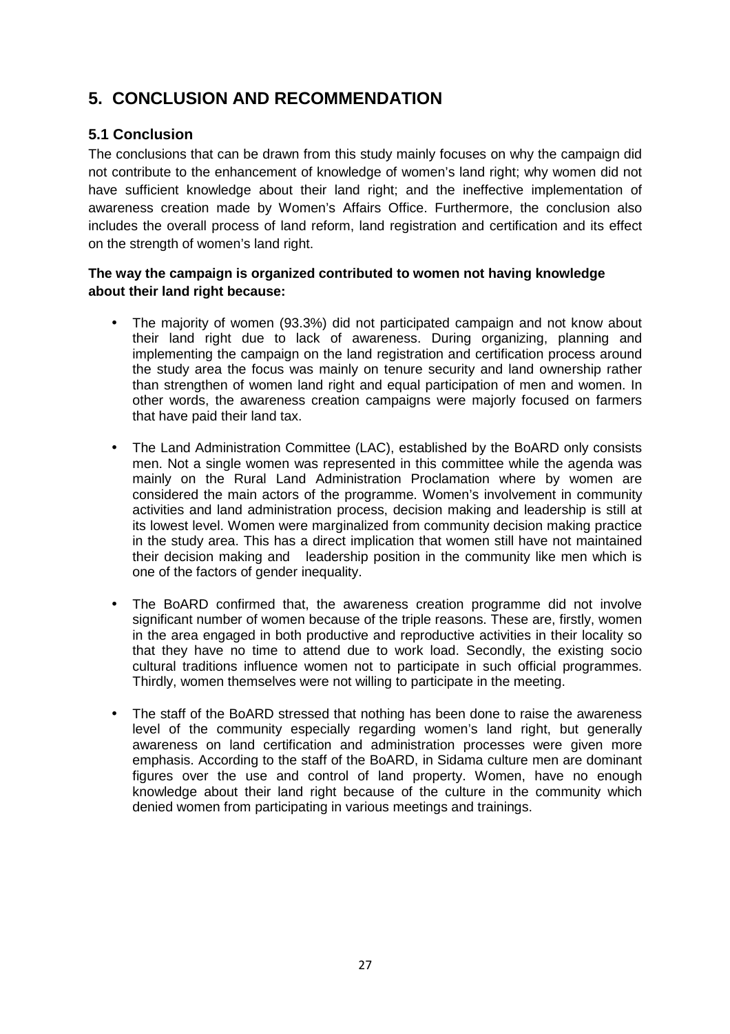# 5. CONCLUSION AND RECOMMENDATION

## 5.1 Conclusion

The conclusions that can be drawn from this study mainly focuses on why the campaign did not contribute to the enhancement of knowledge of women's land right; why women did not have sufficient knowledge about their land right; and the ineffective implementation of awareness creation made by Women's Affairs Office. Furthermore, the conclusion also includes the overall process of land reform, land registration and certification and its effect on the strength of women's land right.

**The way the campaign is organized contributed to women not having knowledge about their land right because:**

- The majority of women (93.3%) did not participated campaign and not know about their land right due to lack of awareness. During organizing, planning and implementing the campaign on the land registration and certification process around the study area the focus was mainly on tenure security and land ownership rather than strengthen of women land right and equal participation of men and women. In other words, the awareness creation campaigns were majorly focused on farmers that have paid their land tax.
- The Land Administration Committee (LAC), established by the BoARD only consists men. Not a single women was represented in this committee while the agenda was mainly on the Rural Land Administration Proclamation where by women are considered the main actors of the programme. Women's involvement in community activities and land administration process, decision making and leadership is still at its lowest level. Women were marginalized from community decision making practice in the study area. This has a direct implication that women still have not maintained their decision making and leadership position in the community like men which is one of the factors of gender inequality.
- The BoARD confirmed that, the awareness creation programme did not involve significant number of women because of the triple reasons. These are, firstly, women in the area engaged in both productive and reproductive activities in their locality so that they have no time to attend due to work load. Secondly, the existing socio cultural traditions influence women not to participate in such official programmes. Thirdly, women themselves were not willing to participate in the meeting.
- The staff of the BoARD stressed that nothing has been done to raise the awareness level of the community especially regarding women's land right, but generally awareness on land certification and administration processes were given more emphasis. According to the staff of the BoARD, in Sidama culture men are dominant figures over the use and control of land property. Women, have no enough knowledge about their land right because of the culture in the community which denied women from participating in various meetings and trainings.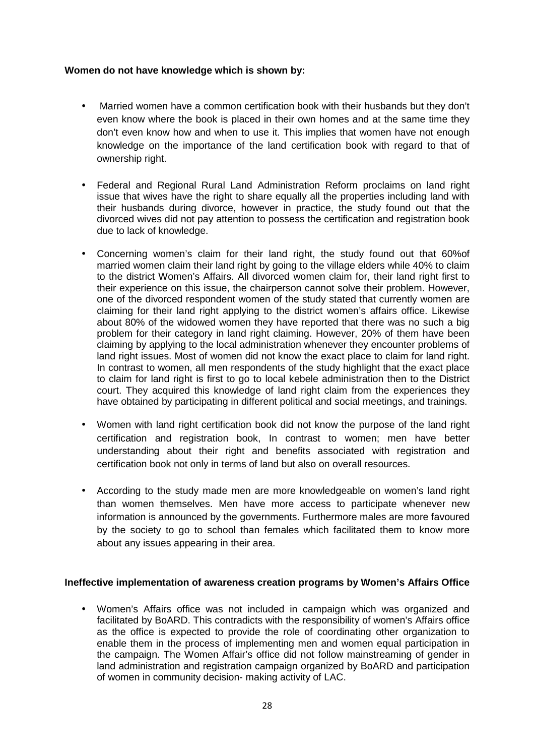**Women do not have knowledge which is shown by:**

- Married women have a common certification book with their husbands but they don't even know where the book is placed in their own homes and at the same time they don't even know how and when to use it. This implies that women have not enough knowledge on the importance of the land certification book with regard to that of ownership right.
- Federal and Regional Rural Land Administration Reform proclaims on land right issue that wives have the right to share equally all the properties including land with their husbands during divorce, however in practice, the study found out that the divorced wives did not pay attention to possess the certification and registration book due to lack of knowledge.
- Concerning women's claim for their land right, the study found out that 60%of married women claim their land right by going to the village elders while 40% to claim to the district Women's Affairs. All divorced women claim for, their land right first to their experience on this issue, the chairperson cannot solve their problem. However, one of the divorced respondent women of the study stated that currently women are claiming for their land right applying to the district women's affairs office. Likewise about 80% of the widowed women they have reported that there was no such a big problem for their category in land right claiming. However, 20% of them have been claiming by applying to the local administration whenever they encounter problems of land right issues. Most of women did not know the exact place to claim for land right. In contrast to women, all men respondents of the study highlight that the exact place to claim for land right is first to go to local kebele administration then to the District court. They acquired this knowledge of land right claim from the experiences they have obtained by participating in different political and social meetings, and trainings.
- Women with land right certification book did not know the purpose of the land right certification and registration book, In contrast to women; men have better understanding about their right and benefits associated with registration and certification book not only in terms of land but also on overall resources.
- According to the study made men are more knowledgeable on women's land right than women themselves. Men have more access to participate whenever new information is announced by the governments. Furthermore males are more favoured by the society to go to school than females which facilitated them to know more about any issues appearing in their area.

**Ineffective implementation of awareness creation programs by Women's Affairs Office**

- Women's Affairs office was not included in campaign which was organized and facilitated by BoARD. This contradicts with the responsibility of women's Affairs office as the office is expected to provide the role of coordinating other organization to enable them in the process of implementing men and women equal participation in the campaign. The Women Affair's office did not follow mainstreaming of gender in land administration and registration campaign organized by BoARD and participation of women in community decision- making activity of LAC.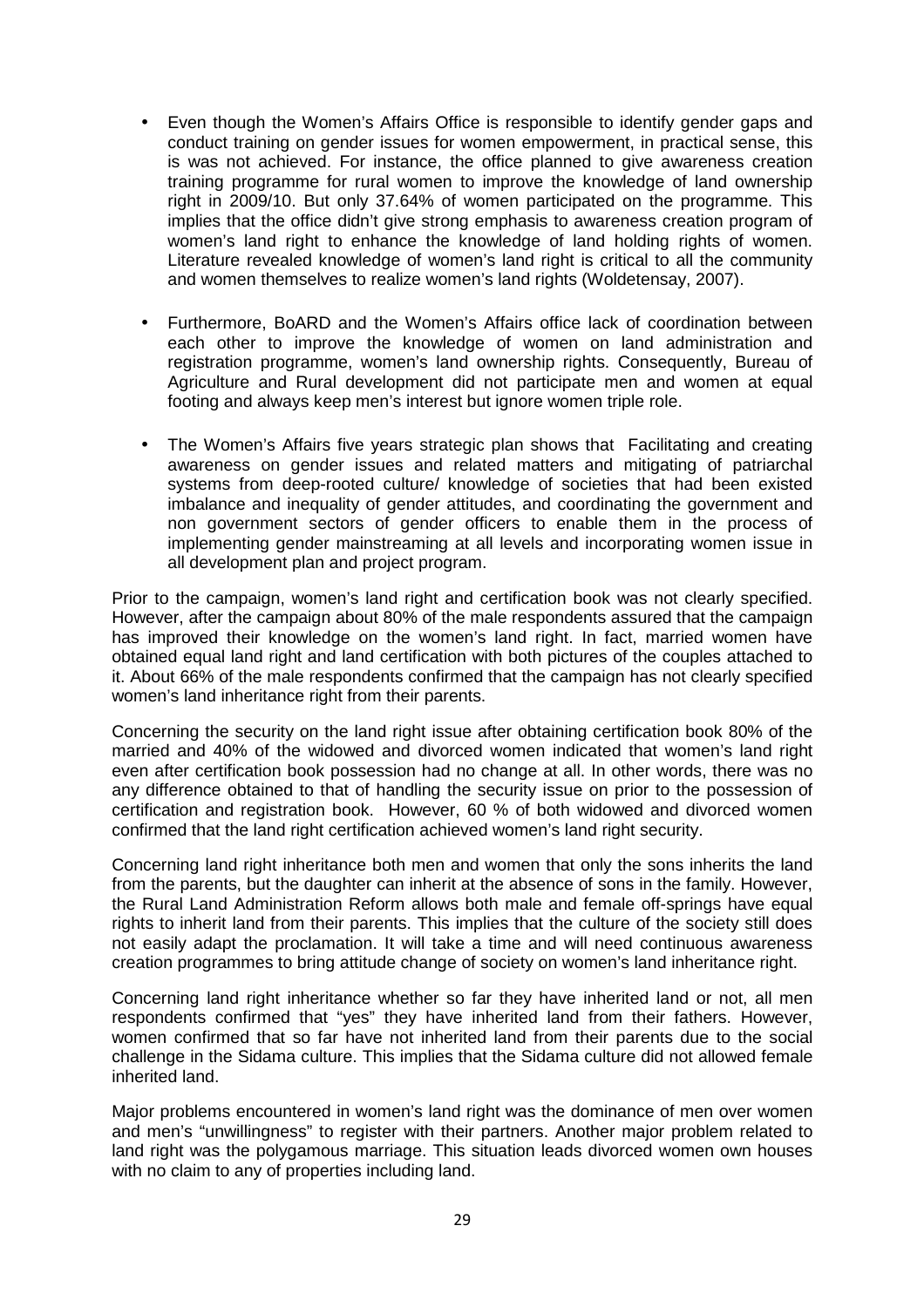- Even though the Women's Affairs Office is responsible to identify gender gaps and conduct training on gender issues for women empowerment, in practical sense, this is was not achieved. For instance, the office planned to give awareness creation training programme for rural women to improve the knowledge of land ownership right in 2009/10. But only 37.64% of women participated on the programme. This implies that the office didn't give strong emphasis to awareness creation program of women's land right to enhance the knowledge of land holding rights of women. Literature revealed knowledge of women's land right is critical to all the community and women themselves to realize women's land rights (Woldetensay, 2007).

- Furthermore, BoARD and the Women's Affairs office lack of coordination between each other to improve the knowledge of women on land administration and registration programme, women's land ownership rights. Consequently, Bureau of Agriculture and Rural development did not participate men and women at equal footing and always keep men's interest but ignore women triple role.

- The Women's Affairs five years strategic plan shows that Facilitating and creating awareness on gender issues and related matters and mitigating of patriarchal systems from deep-rooted culture/ knowledge of societies that had been existed imbalance and inequality of gender attitudes, and coordinating the government and non government sectors of gender officers to enable them in the process of implementing gender mainstreaming at all levels and incorporating women issue in all development plan and project program.

Prior to the campaign, women's land right and certification book was not clearly specified. However, after the campaign about 80% of the male respondents assured that the campaign has improved their knowledge on the women's land right. In fact, married women have obtained equal land right and land certification with both pictures of the couples attached to it. About 66% of the male respondents confirmed that the campaign has not clearly specified women's land inheritance right from their parents.

Concerning the security on the land right issue after obtaining certification book 80% of the married and 40% of the widowed and divorced women indicated that women's land right even after certification book possession had no change at all. In other words, there was no any difference obtained to that of handling the security issue on prior to the possession of certification and registration book. However, 60 % of both widowed and divorced women confirmed that the land right certification achieved women's land right security.

Concerning land right inheritance both men and women that only the sons inherits the land from the parents, but the daughter can inherit at the absence of sons in the family. However, the Rural Land Administration Reform allows both male and female off-springs have equal rights to inherit land from their parents. This implies that the culture of the society still does not easily adapt the proclamation. It will take a time and will need continuous awareness creation programmes to bring attitude change of society on women's land inheritance right.

Concerning land right inheritance whether so far they have inherited land or not, all men respondents confirmed that "yes" they have inherited land from their fathers. However, women confirmed that so far have not inherited land from their parents due to the social challenge in the Sidama culture. This implies that the Sidama culture did not allowed female inherited land.

Major problems encountered in women's land right was the dominance of men over women and men's "unwillingness" to register with their partners. Another major problem related to land right was the polygamous marriage. This situation leads divorced women own houses with no claim to any of properties including land.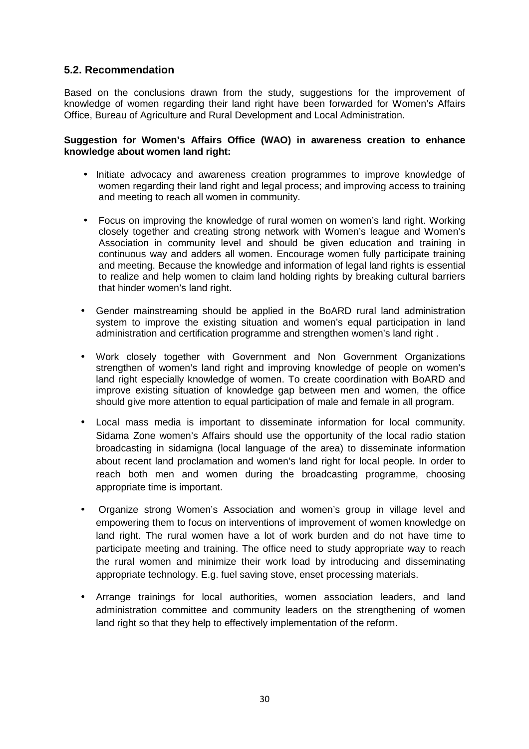## 5.2. Recommendation

Based on the conclusions drawn from the study, suggestions for the improvement of knowledge of women regarding their land right have been forwarded for Women's Affairs Office, Bureau of Agriculture and Rural Development and Local Administration.

**Suggestion for Women's Affairs Office (WAO) in awareness creation to enhance knowledge about women land right:**

- Initiate advocacy and awareness creation programmes to improve knowledge of women regarding their land right and legal process; and improving access to training and meeting to reach all women in community.
- Focus on improving the knowledge of rural women on women's land right. Working closely together and creating strong network with Women's league and Women's Association in community level and should be given education and training in continuous way and adders all women. Encourage women fully participate training and meeting. Because the knowledge and information of legal land rights is essential to realize and help women to claim land holding rights by breaking cultural barriers that hinder women's land right.
- Gender mainstreaming should be applied in the BoARD rural land administration system to improve the existing situation and women's equal participation in land administration and certification programme and strengthen women's land right .
- Work closely together with Government and Non Government Organizations strengthen of women's land right and improving knowledge of people on women's land right especially knowledge of women. To create coordination with BoARD and improve existing situation of knowledge gap between men and women, the office should give more attention to equal participation of male and female in all program.
- Local mass media is important to disseminate information for local community. Sidama Zone women's Affairs should use the opportunity of the local radio station broadcasting in sidamigna (local language of the area) to disseminate information about recent land proclamation and women's land right for local people. In order to reach both men and women during the broadcasting programme, choosing appropriate time is important.
- Organize strong Women's Association and women's group in village level and empowering them to focus on interventions of improvement of women knowledge on land right. The rural women have a lot of work burden and do not have time to participate meeting and training. The office need to study appropriate way to reach the rural women and minimize their work load by introducing and disseminating appropriate technology. E.g. fuel saving stove, enset processing materials.
- Arrange trainings for local authorities, women association leaders, and land administration committee and community leaders on the strengthening of women land right so that they help to effectively implementation of the reform.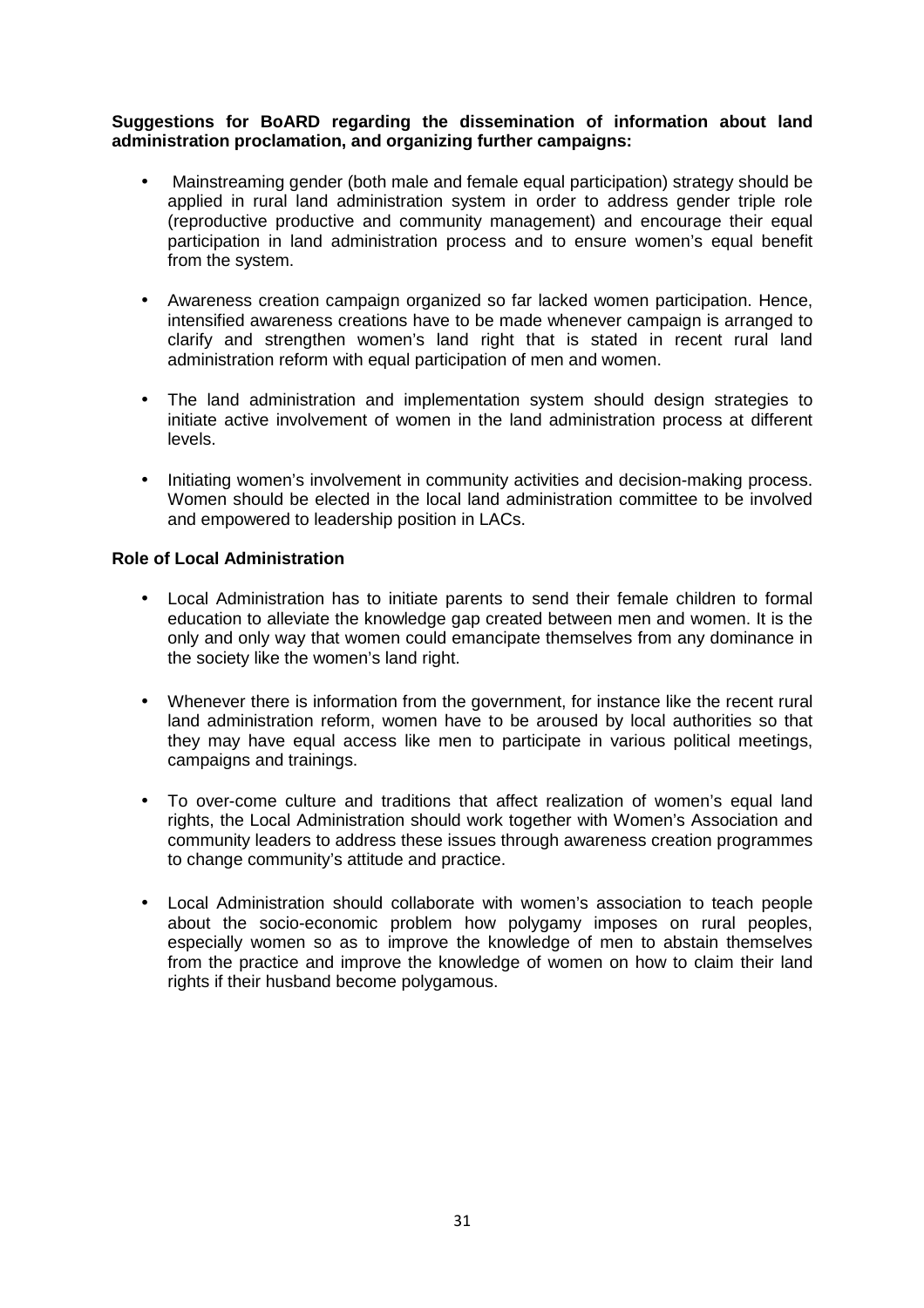**Suggestions for BoARD regarding the dissemination of information about land administration proclamation, and organizing further campaigns:**

- Mainstreaming gender (both male and female equal participation) strategy should be applied in rural land administration system in order to address gender triple role (reproductive productive and community management) and encourage their equal participation in land administration process and to ensure women's equal benefit from the system.

- Awareness creation campaign organized so far lacked women participation. Hence, intensified awareness creations have to be made whenever campaign is arranged to clarify and strengthen women's land right that is stated in recent rural land administration reform with equal participation of men and women.

- The land administration and implementation system should design strategies to initiate active involvement of women in the land administration process at different levels.

- Initiating women's involvement in community activities and decision-making process. Women should be elected in the local land administration committee to be involved and empowered to leadership position in LACs.

**Role of Local Administration**

- Local Administration has to initiate parents to send their female children to formal education to alleviate the knowledge gap created between men and women. It is the only and only way that women could emancipate themselves from any dominance in the society like the women's land right.

- Whenever there is information from the government, for instance like the recent rural land administration reform, women have to be aroused by local authorities so that they may have equal access like men to participate in various political meetings, campaigns and trainings.

- To over-come culture and traditions that affect realization of women's equal land rights, the Local Administration should work together with Women's Association and community leaders to address these issues through awareness creation programmes to change community's attitude and practice.

- Local Administration should collaborate with women's association to teach people about the socio-economic problem how polygamy imposes on rural peoples, especially women so as to improve the knowledge of men to abstain themselves from the practice and improve the knowledge of women on how to claim their land rights if their husband become polygamous.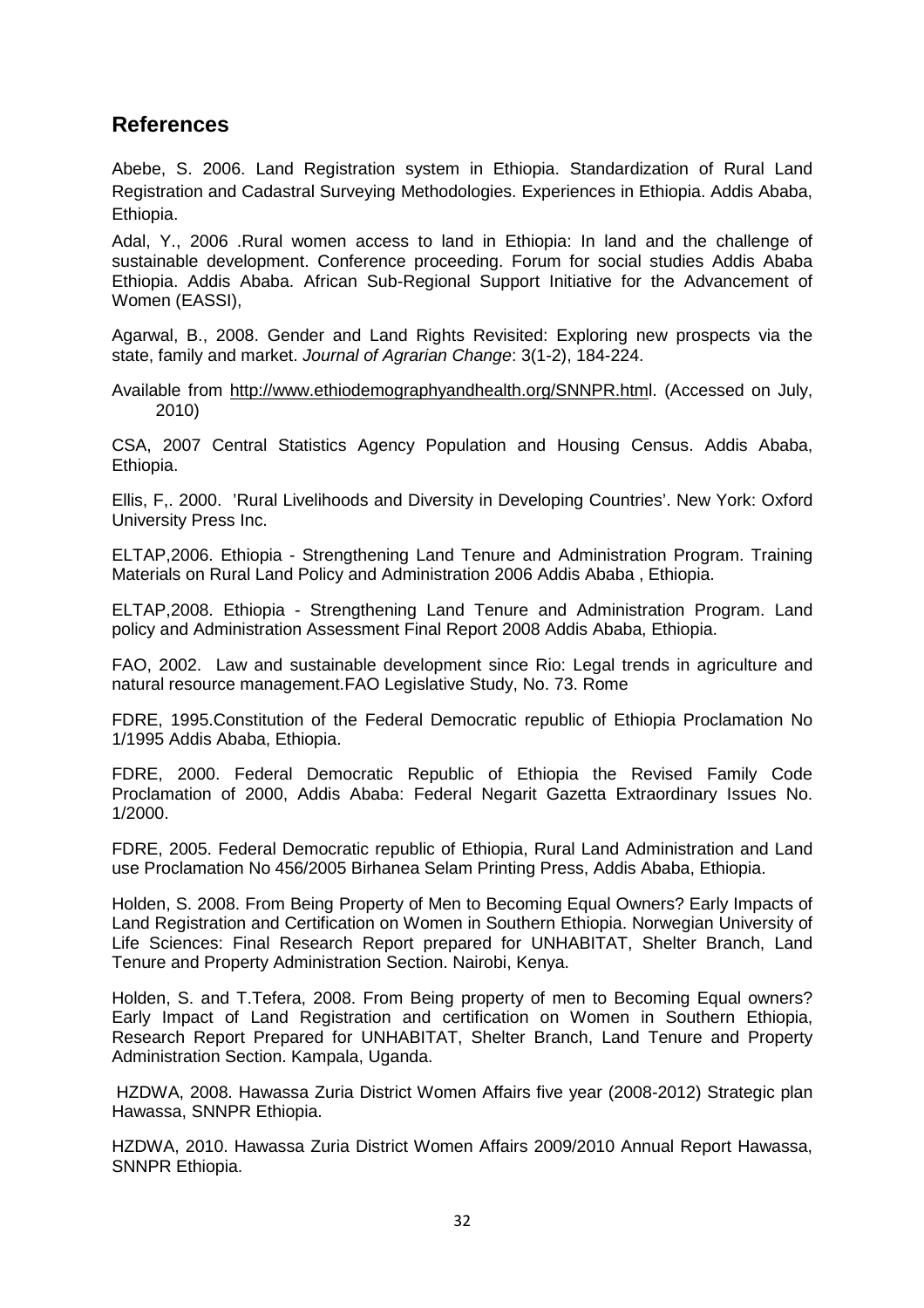## References

Abebe, S. 2006. Land Registration system in Ethiopia. Standardization of Rural Land Registration and Cadastral Surveying Methodologies. Experiences in Ethiopia. Addis Ababa, Ethiopia.

Adal, Y., 2006 .Rural women access to land in Ethiopia: In land and the challenge of sustainable development. Conference proceeding. Forum for social studies Addis Ababa Ethiopia. Addis Ababa. African Sub-Regional Support Initiative for the Advancement of Women (EASSI),

Agarwal, B., 2008. Gender and Land Rights Revisited: Exploring new prospects via the state, family and market. *Journal of Agrarian Change*: 3(1-2), 184-224.

Available from http://www.ethiodemographyandhealth.org/SNNPR.html. (Accessed on July, 2010)

CSA, 2007 Central Statistics Agency Population and Housing Census. Addis Ababa, Ethiopia.

Ellis, F,. 2000. 'Rural Livelihoods and Diversity in Developing Countries'. New York: Oxford University Press Inc.

ELTAP,2006. Ethiopia - Strengthening Land Tenure and Administration Program. Training Materials on Rural Land Policy and Administration 2006 Addis Ababa , Ethiopia.

ELTAP,2008. Ethiopia - Strengthening Land Tenure and Administration Program. Land policy and Administration Assessment Final Report 2008 Addis Ababa, Ethiopia.

FAO, 2002. Law and sustainable development since Rio: Legal trends in agriculture and natural resource management.FAO Legislative Study, No. 73. Rome

FDRE, 1995.Constitution of the Federal Democratic republic of Ethiopia Proclamation No 1/1995 Addis Ababa, Ethiopia.

FDRE, 2000. Federal Democratic Republic of Ethiopia the Revised Family Code Proclamation of 2000, Addis Ababa: Federal Negarit Gazetta Extraordinary Issues No. 1/2000.

FDRE, 2005. Federal Democratic republic of Ethiopia, Rural Land Administration and Land use Proclamation No 456/2005 Birhanea Selam Printing Press, Addis Ababa, Ethiopia.

Holden, S. 2008. From Being Property of Men to Becoming Equal Owners? Early Impacts of Land Registration and Certification on Women in Southern Ethiopia. Norwegian University of Life Sciences: Final Research Report prepared for UNHABITAT, Shelter Branch, Land Tenure and Property Administration Section. Nairobi, Kenya.

Holden, S. and T.Tefera, 2008. From Being property of men to Becoming Equal owners? Early Impact of Land Registration and certification on Women in Southern Ethiopia, Research Report Prepared for UNHABITAT, Shelter Branch, Land Tenure and Property Administration Section. Kampala, Uganda.

HZDWA, 2008. Hawassa Zuria District Women Affairs five year (2008-2012) Strategic plan Hawassa, SNNPR Ethiopia.

HZDWA, 2010. Hawassa Zuria District Women Affairs 2009/2010 Annual Report Hawassa, SNNPR Ethiopia.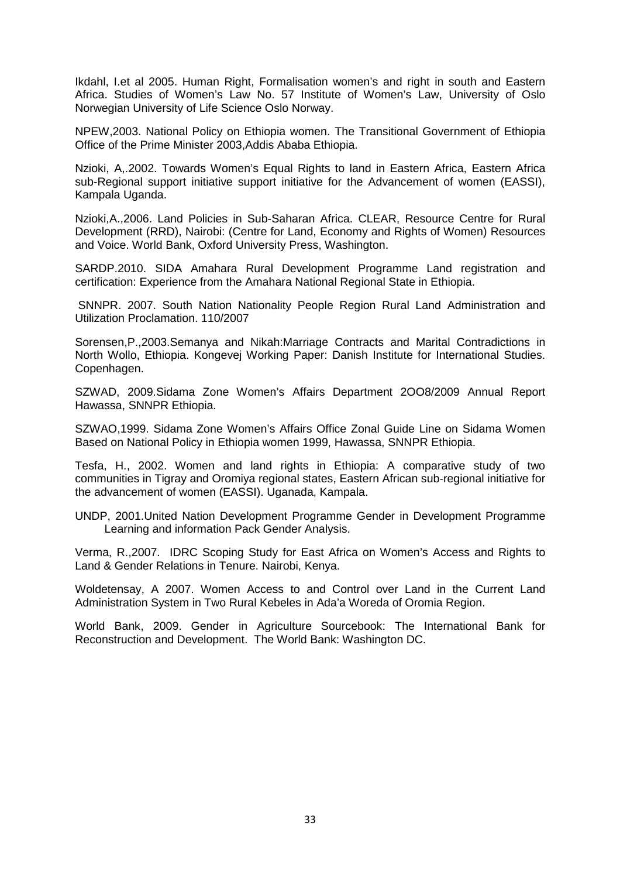Ikdahl, I.et al 2005. Human Right, Formalisation women's and right in south and Eastern Africa. Studies of Women's Law No. 57 Institute of Women's Law, University of Oslo Norwegian University of Life Science Oslo Norway.

NPEW,2003. National Policy on Ethiopia women. The Transitional Government of Ethiopia Office of the Prime Minister 2003,Addis Ababa Ethiopia.

Nzioki, A,.2002. Towards Women's Equal Rights to land in Eastern Africa, Eastern Africa sub-Regional support initiative support initiative for the Advancement of women (EASSI), Kampala Uganda.

Nzioki,A.,2006. Land Policies in Sub-Saharan Africa. CLEAR, Resource Centre for Rural Development (RRD), Nairobi: (Centre for Land, Economy and Rights of Women) Resources and Voice. World Bank, Oxford University Press, Washington.

SARDP.2010. SIDA Amahara Rural Development Programme Land registration and certification: Experience from the Amahara National Regional State in Ethiopia.

SNNPR. 2007. South Nation Nationality People Region Rural Land Administration and Utilization Proclamation. 110/2007

Sorensen,P.,2003.Semanya and Nikah:Marriage Contracts and Marital Contradictions in North Wollo, Ethiopia. Kongevej Working Paper: Danish Institute for International Studies. Copenhagen.

SZWAD, 2009.Sidama Zone Women's Affairs Department 2OO8/2009 Annual Report Hawassa, SNNPR Ethiopia.

SZWAO,1999. Sidama Zone Women's Affairs Office Zonal Guide Line on Sidama Women Based on National Policy in Ethiopia women 1999, Hawassa, SNNPR Ethiopia.

Tesfa, H., 2002. Women and land rights in Ethiopia: A comparative study of two communities in Tigray and Oromiya regional states, Eastern African sub-regional initiative for the advancement of women (EASSI). Uganada, Kampala.

UNDP, 2001.United Nation Development Programme Gender in Development Programme Learning and information Pack Gender Analysis.

Verma, R.,2007. IDRC Scoping Study for East Africa on Women's Access and Rights to Land & Gender Relations in Tenure. Nairobi, Kenya.

Woldetensay, A 2007. Women Access to and Control over Land in the Current Land Administration System in Two Rural Kebeles in Ada'a Woreda of Oromia Region.

World Bank, 2009. Gender in Agriculture Sourcebook: The International Bank for Reconstruction and Development. The World Bank: Washington DC.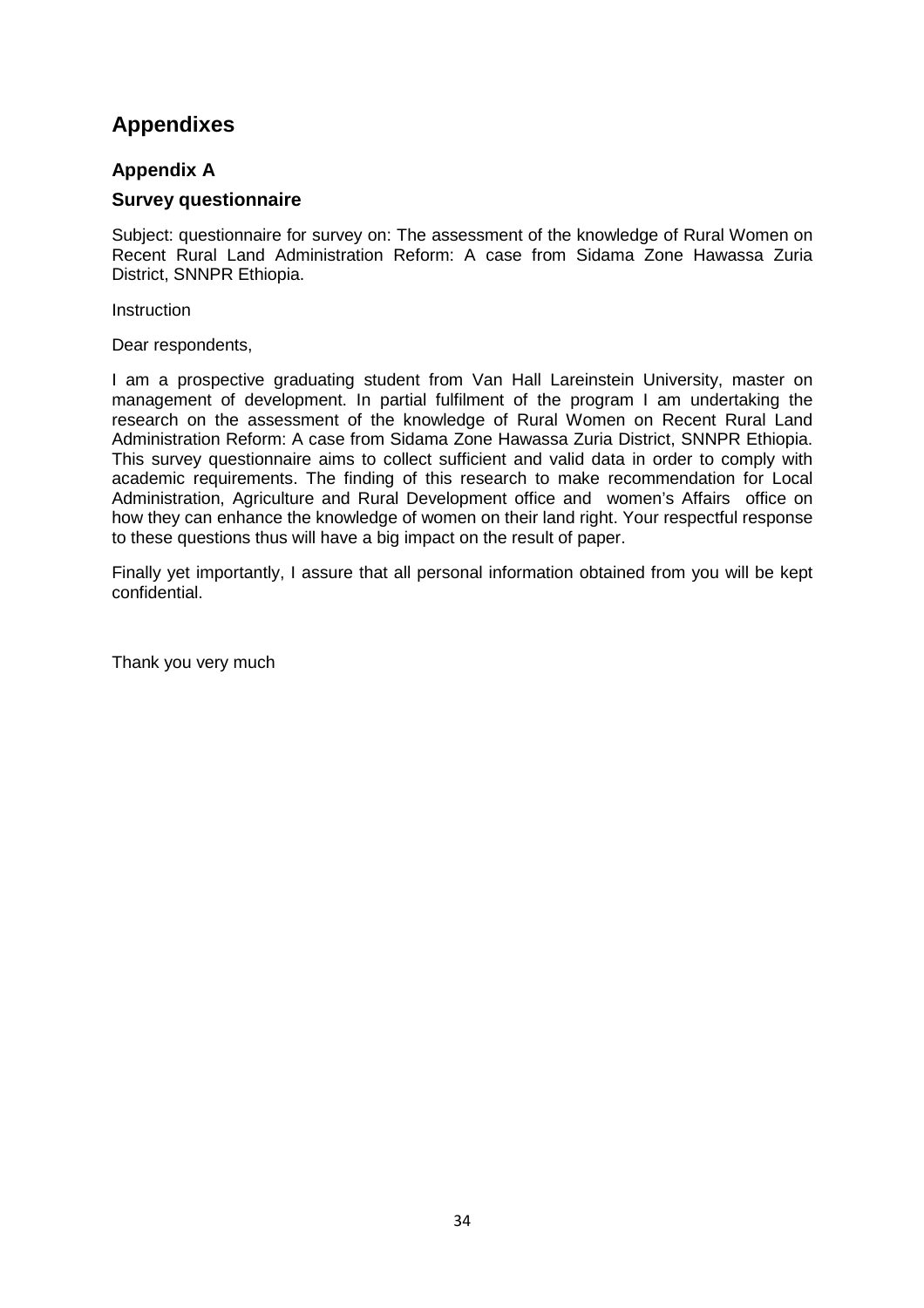# Appendixes

## Appendix A

### Survey questionnaire

Subject: questionnaire for survey on: The assessment of the knowledge of Rural Women on Recent Rural Land Administration Reform: A case from Sidama Zone Hawassa Zuria District, SNNPR Ethiopia.

Instruction

Dear respondents,

I am a prospective graduating student from Van Hall Lareinstein University, master on management of development. In partial fulfilment of the program I am undertaking the research on the assessment of the knowledge of Rural Women on Recent Rural Land Administration Reform: A case from Sidama Zone Hawassa Zuria District, SNNPR Ethiopia. This survey questionnaire aims to collect sufficient and valid data in order to comply with academic requirements. The finding of this research to make recommendation for Local Administration, Agriculture and Rural Development office and women's Affairs office on how they can enhance the knowledge of women on their land right. Your respectful response to these questions thus will have a big impact on the result of paper.

Finally yet importantly, I assure that all personal information obtained from you will be kept confidential.

Thank you very much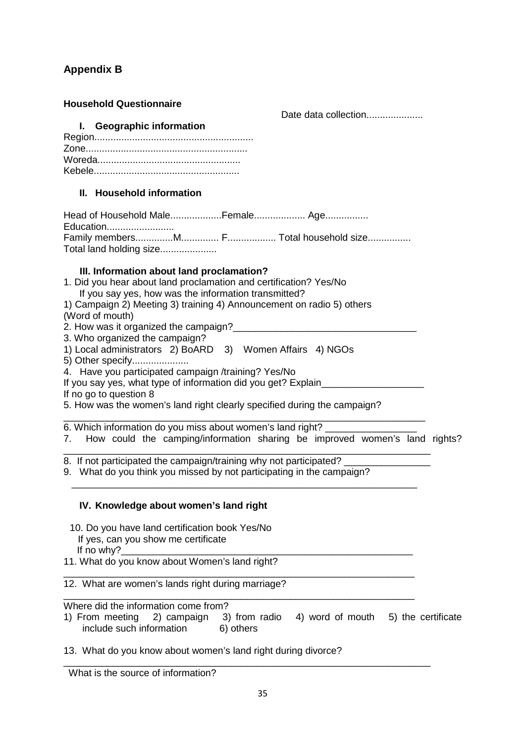## Appendix B

**Household Questionnaire**

Date data collection.....................

### I. Geographic information

Region..........................................................
Zone...........................................................
Woreda....................................................
Kebele.....................................................

### II. Household information

Head of Household Male...................Female................... Age................
Education.........................
Family members..............M.............. F.................. Total household size................
Total land holding size.....................

### III. Information about land proclamation?

1. Did you hear about land proclamation and certification? Yes/No
   If you say yes, how was the information transmitted?
1) Campaign 2) Meeting 3) training 4) Announcement on radio 5) others (Word of mouth)
2. How was it organized the campaign?___________________________________
3. Who organized the campaign?
1) Local administrators 2) BoARD 3) Women Affairs 4) NGOs
5) Other specify....................
4. Have you participated campaign /training? Yes/No
If you say yes, what type of information did you get? Explain___________________
If no go to question 8
5. How was the women's land right clearly specified during the campaign?
_____________________________________________________________________
6. Which information do you miss about women's land right? _________________
7. How could the camping/information sharing be improved women's land rights?
_____________________________________________________________________
8. If not participated the campaign/training why not participated? ________________
9. What do you think you missed by not participating in the campaign?
   _________________________________________________________________

### IV. Knowledge about women's land right

10. Do you have land certification book Yes/No
   If yes, can you show me certificate
   If no why?_________________________________________________________
11. What do you know about Women's land right?
_________________________________________________________________
12. What are women's lands right during marriage?
_________________________________________________________________
Where did the information come from?
1) From meeting 2) campaign 3) from radio 4) word of mouth 5) the certificate include such information 6) others

13. What do you know about women's land right during divorce?
_____________________________________________________________________
What is the source of information?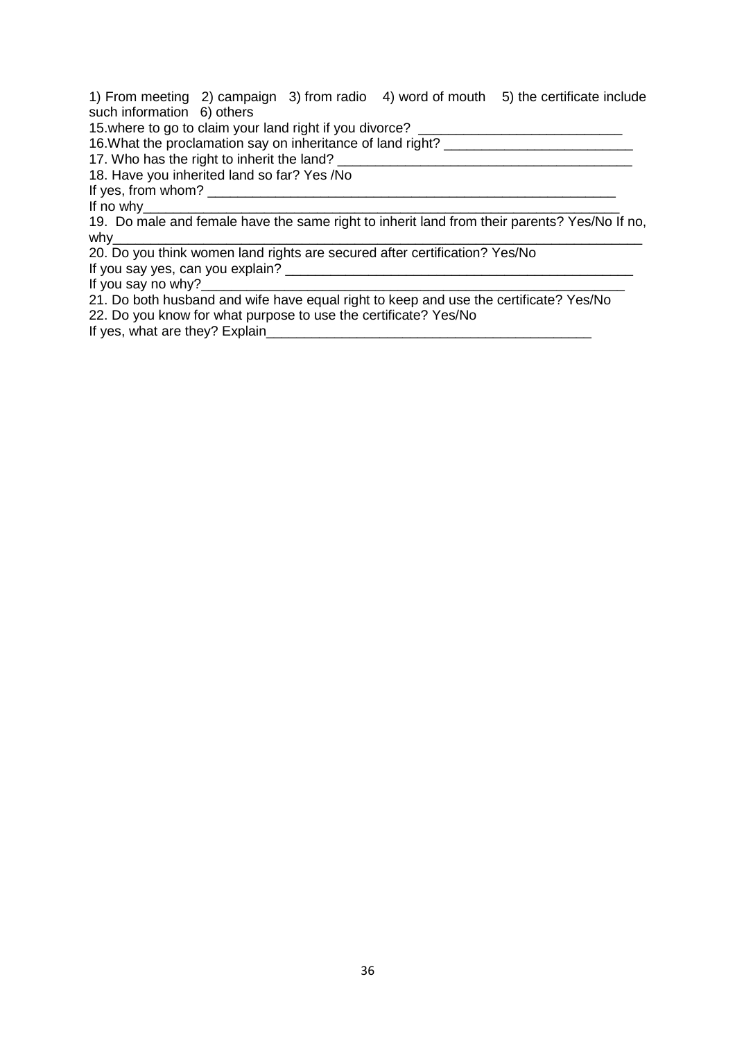1) From meeting 2) campaign 3) from radio 4) word of mouth 5) the certificate include such information 6) others

15.where to go to claim your land right if you divorce? ___________________________

16.What the proclamation say on inheritance of land right? _________________________

17. Who has the right to inherit the land? _______________________________________

18. Have you inherited land so far? Yes /No

If yes, from whom? ________________________________________________________

If no why_______________________________________________________________

19. Do male and female have the same right to inherit land from their parents? Yes/No If no, why____________________________________________________________________

20. Do you think women land rights are secured after certification? Yes/No

If you say yes, can you explain? _____________________________________________

If you say no why?________________________________________________________

21. Do both husband and wife have equal right to keep and use the certificate? Yes/No

22. Do you know for what purpose to use the certificate? Yes/No

If yes, what are they? Explain___________________________________________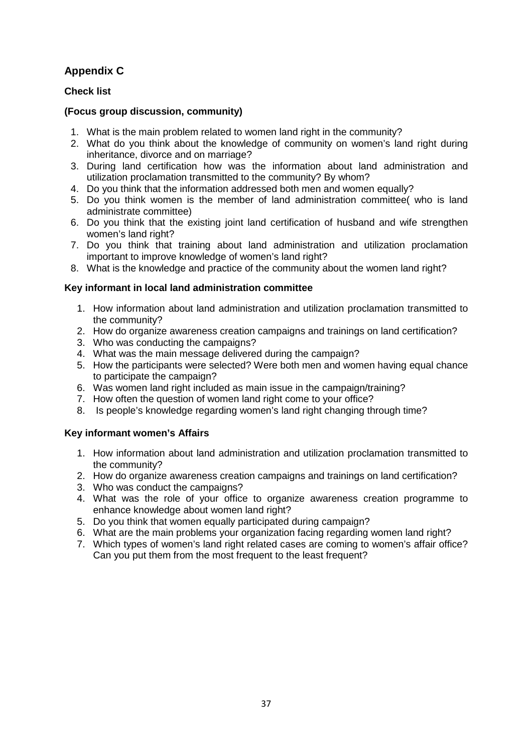## Appendix C

### Check list

### (Focus group discussion, community)

1. What is the main problem related to women land right in the community?
2. What do you think about the knowledge of community on women's land right during inheritance, divorce and on marriage?
3. During land certification how was the information about land administration and utilization proclamation transmitted to the community? By whom?
4. Do you think that the information addressed both men and women equally?
5. Do you think women is the member of land administration committee( who is land administrate committee)
6. Do you think that the existing joint land certification of husband and wife strengthen women's land right?
7. Do you think that training about land administration and utilization proclamation important to improve knowledge of women's land right?
8. What is the knowledge and practice of the community about the women land right?

### Key informant in local land administration committee

1. How information about land administration and utilization proclamation transmitted to the community?
2. How do organize awareness creation campaigns and trainings on land certification?
3. Who was conducting the campaigns?
4. What was the main message delivered during the campaign?
5. How the participants were selected? Were both men and women having equal chance to participate the campaign?
6. Was women land right included as main issue in the campaign/training?
7. How often the question of women land right come to your office?
8. Is people's knowledge regarding women's land right changing through time?

### Key informant women's Affairs

1. How information about land administration and utilization proclamation transmitted to the community?
2. How do organize awareness creation campaigns and trainings on land certification?
3. Who was conduct the campaigns?
4. What was the role of your office to organize awareness creation programme to enhance knowledge about women land right?
5. Do you think that women equally participated during campaign?
6. What are the main problems your organization facing regarding women land right?
7. Which types of women's land right related cases are coming to women's affair office? Can you put them from the most frequent to the least frequent?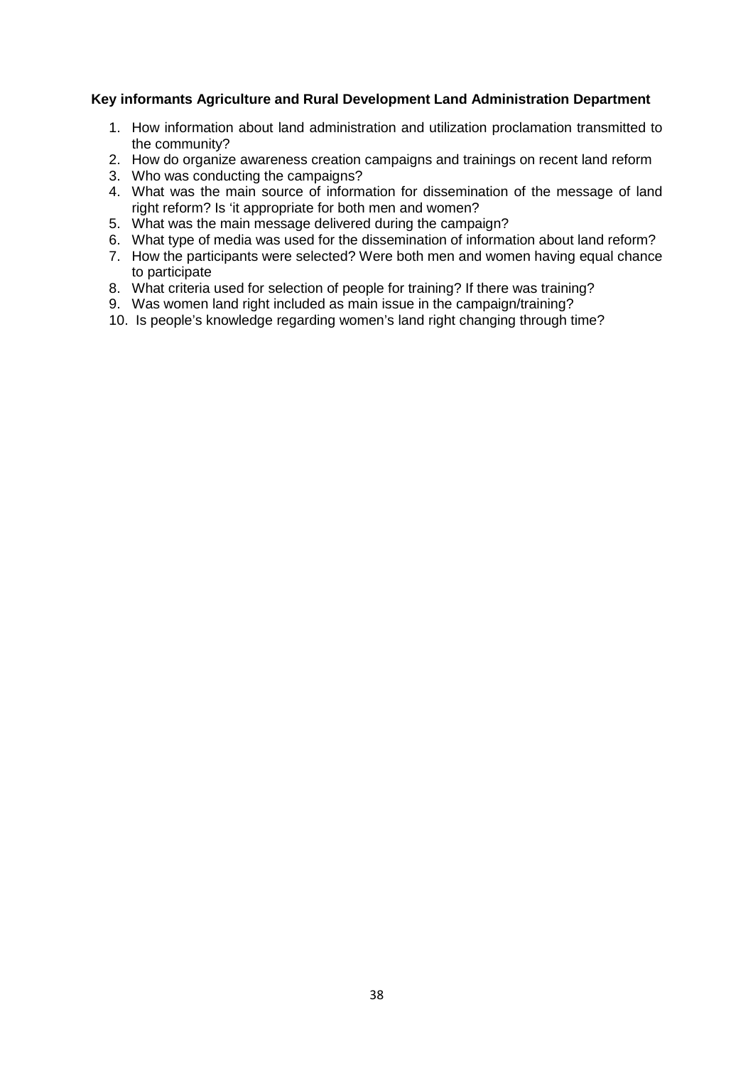**Key informants Agriculture and Rural Development Land Administration Department**

1. How information about land administration and utilization proclamation transmitted to the community?
2. How do organize awareness creation campaigns and trainings on recent land reform
3. Who was conducting the campaigns?
4. What was the main source of information for dissemination of the message of land right reform? Is 'it appropriate for both men and women?
5. What was the main message delivered during the campaign?
6. What type of media was used for the dissemination of information about land reform?
7. How the participants were selected? Were both men and women having equal chance to participate
8. What criteria used for selection of people for training? If there was training?
9. Was women land right included as main issue in the campaign/training?
10. Is people's knowledge regarding women's land right changing through time?